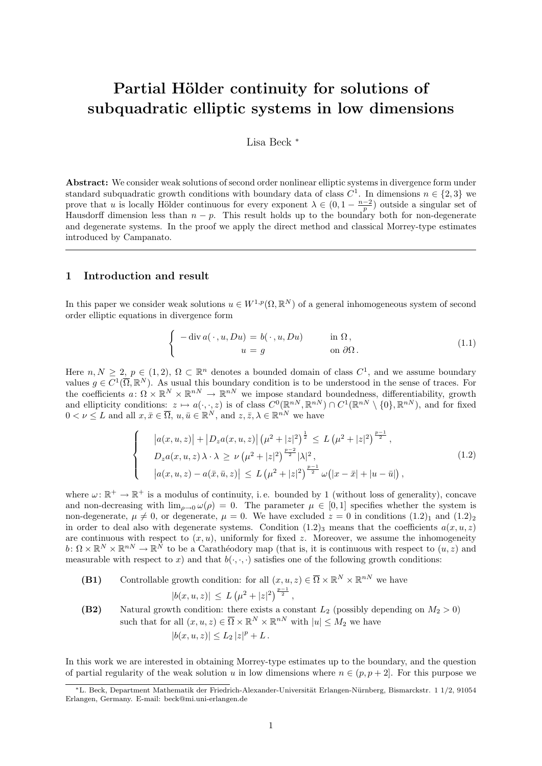# Partial Hölder continuity for solutions of subquadratic elliptic systems in low dimensions

Lisa Beck [*]

**Abstract:** We consider weak solutions of second order nonlinear elliptic systems in divergence form under standard subquadratic growth conditions with boundary data of class $C^1$. In dimensions $n \in \{2, 3\}$ we prove that $u$ is locally Hölder continuous for every exponent $\lambda \in (0, 1 - \frac{n-2}{p})$ outside a singular set of Hausdorff dimension less than $n - p$. This result holds up to the boundary both for non-degenerate and degenerate systems. In the proof we apply the direct method and classical Morrey-type estimates introduced by Campanato.

## 1 Introduction and result

In this paper we consider weak solutions $u \in W^{1,p}(\Omega, \mathbb{R}^N)$ of a general inhomogeneous system of second order elliptic equations in divergence form

$$
\begin{cases} -\operatorname{div} a(\,\cdot\,, u, Du) = b(\,\cdot\,, u, Du) & \text{in } \Omega\,, \\ u = g & \text{on } \partial\Omega\,. \end{cases} \tag{1.1}
$$

Here $n, N \geq 2$, $p \in (1, 2)$, $\Omega \subset \mathbb{R}^n$ denotes a bounded domain of class $C^1$, and we assume boundary values $g \in C^1(\overline{\Omega}, \mathbb{R}^N)$. As usual this boundary condition is to be understood in the sense of traces. For the coefficients $a \colon \Omega \times \mathbb{R}^N \times \mathbb{R}^{nN} \to \mathbb{R}^{nN}$ we impose standard boundedness, differentiability, growth and ellipticity conditions: $z \mapsto a(\cdot, \cdot, z)$ is of class $C^0(\mathbb{R}^{nN}, \mathbb{R}^{nN}) \cap C^1(\mathbb{R}^{nN} \setminus \{0\}, \mathbb{R}^{nN})$, and for fixed $0 < \nu \leq L$ and all $x, \bar{x} \in \overline{\Omega}$, $u, \bar{u} \in \mathbb{R}^N$, and $z, \bar{z}, \lambda \in \mathbb{R}^{nN}$ we have

$$
\begin{cases} \big|a(x, u, z)\big| + \big|D_z a(x, u, z)\big| \left(\mu^2 + |z|^2\right)^{\frac{1}{2}} \leq L \left(\mu^2 + |z|^2\right)^{\frac{p-1}{2}}, \\ D_z a(x, u, z)\, \lambda \cdot \lambda \geq \nu \left(\mu^2 + |z|^2\right)^{\frac{p-2}{2}} |\lambda|^2, \\ \big|a(x, u, z) - a(\bar{x}, \bar{u}, z)\big| \leq L \left(\mu^2 + |z|^2\right)^{\frac{p-1}{2}} \omega\big(|x - \bar{x}| + |u - \bar{u}|\big), \end{cases} \tag{1.2}
$$

where $\omega \colon \mathbb{R}^+ \to \mathbb{R}^+$ is a modulus of continuity, i. e. bounded by 1 (without loss of generality), concave and non-decreasing with $\lim_{\rho \to 0} \omega(\rho) = 0$. The parameter $\mu \in [0, 1]$ specifies whether the system is non-degenerate, $\mu \neq 0$, or degenerate, $\mu = 0$. We have excluded $z = 0$ in conditions $(1.2)_1$ and $(1.2)_2$ in order to deal also with degenerate systems. Condition $(1.2)_3$ means that the coefficients $a(x, u, z)$ are continuous with respect to $(x, u)$, uniformly for fixed $z$. Moreover, we assume the inhomogeneity $b \colon \Omega \times \mathbb{R}^N \times \mathbb{R}^{nN} \to \mathbb{R}^N$ to be a Carathéodory map (that is, it is continuous with respect to $(u, z)$ and measurable with respect to $x$) and that $b(\cdot, \cdot, \cdot)$ satisfies one of the following growth conditions:

**(B1)** Controllable growth condition: for all $(x, u, z) \in \overline{\Omega} \times \mathbb{R}^N \times \mathbb{R}^{nN}$ we have
$$|b(x, u, z)| \leq L \left(\mu^2 + |z|^2\right)^{\frac{p-1}{2}},$$

**(B2)** Natural growth condition: there exists a constant $L_2$ (possibly depending on $M_2 > 0$) such that for all $(x, u, z) \in \overline{\Omega} \times \mathbb{R}^N \times \mathbb{R}^{nN}$ with $|u| \leq M_2$ we have
$$|b(x, u, z)| \leq L_2\, |z|^p + L\,.$$

In this work we are interested in obtaining Morrey-type estimates up to the boundary, and the question of partial regularity of the weak solution $u$ in low dimensions where $n \in (p, p+2]$. For this purpose we

[*] L. Beck, Department Mathematik der Friedrich-Alexander-Universität Erlangen-Nürnberg, Bismarckstr. 1 1/2, 91054 Erlangen, Germany. E-mail: beck@mi.uni-erlangen.de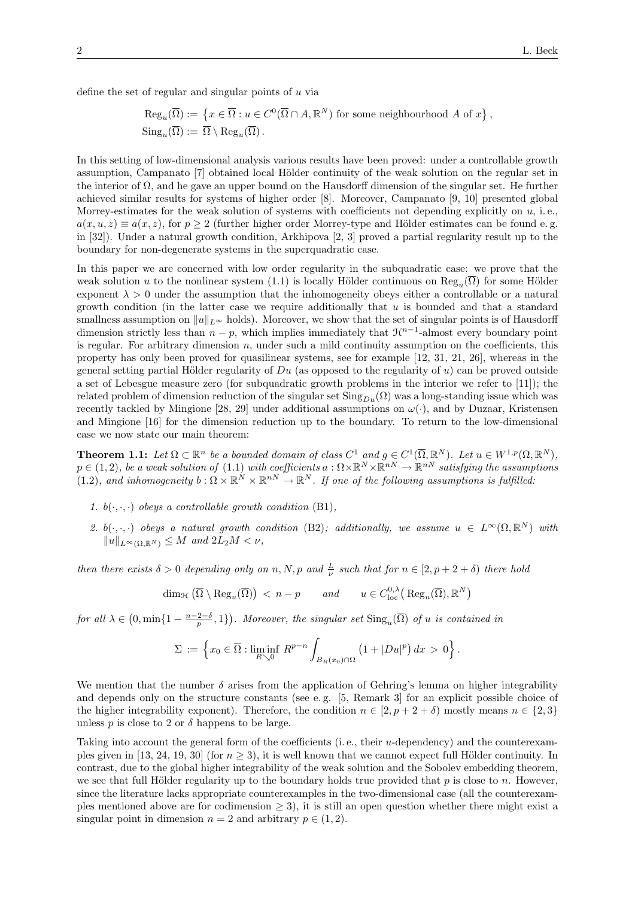define the set of regular and singular points of $u$ via

$$
\begin{aligned}
\mathrm{Reg}_u(\overline{\Omega}) &:= \left\{ x \in \overline{\Omega} : u \in C^0(\overline{\Omega} \cap A, \mathbb{R}^N) \text{ for some neighbourhood } A \text{ of } x \right\}, \\
\mathrm{Sing}_u(\overline{\Omega}) &:= \overline{\Omega} \setminus \mathrm{Reg}_u(\overline{\Omega}).
\end{aligned}
$$

In this setting of low-dimensional analysis various results have been proved: under a controllable growth assumption, Campanato [7] obtained local Hölder continuity of the weak solution on the regular set in the interior of $\Omega$, and he gave an upper bound on the Hausdorff dimension of the singular set. He further achieved similar results for systems of higher order [8]. Moreover, Campanato [9, 10] presented global Morrey-estimates for the weak solution of systems with coefficients not depending explicitly on $u$, i. e., $a(x, u, z) \equiv a(x, z)$, for $p \geq 2$ (further higher order Morrey-type and Hölder estimates can be found e. g. in [32]). Under a natural growth condition, Arkhipova [2, 3] proved a partial regularity result up to the boundary for non-degenerate systems in the superquadratic case.

In this paper we are concerned with low order regularity in the subquadratic case: we prove that the weak solution $u$ to the nonlinear system (1.1) is locally Hölder continuous on $\mathrm{Reg}_u(\overline{\Omega})$ for some Hölder exponent $\lambda > 0$ under the assumption that the inhomogeneity obeys either a controllable or a natural growth condition (in the latter case we require additionally that $u$ is bounded and that a standard smallness assumption on $\|u\|_{L^\infty}$ holds). Moreover, we show that the set of singular points is of Hausdorff dimension strictly less than $n - p$, which implies immediately that $\mathcal{H}^{n-1}$-almost every boundary point is regular. For arbitrary dimension $n$, under such a mild continuity assumption on the coefficients, this property has only been proved for quasilinear systems, see for example [12, 31, 21, 26], whereas in the general setting partial Hölder regularity of $Du$ (as opposed to the regularity of $u$) can be proved outside a set of Lebesgue measure zero (for subquadratic growth problems in the interior we refer to [11]); the related problem of dimension reduction of the singular set $\mathrm{Sing}_{Du}(\Omega)$ was a long-standing issue which was recently tackled by Mingione [28, 29] under additional assumptions on $\omega(\cdot)$, and by Duzaar, Kristensen and Mingione [16] for the dimension reduction up to the boundary. To return to the low-dimensional case we now state our main theorem:

**Theorem 1.1:** *Let $\Omega \subset \mathbb{R}^n$ be a bounded domain of class $C^1$ and $g \in C^1(\overline{\Omega}, \mathbb{R}^N)$. Let $u \in W^{1,p}(\Omega, \mathbb{R}^N)$, $p \in (1, 2)$, be a weak solution of (1.1) with coefficients $a : \Omega \times \mathbb{R}^N \times \mathbb{R}^{nN} \to \mathbb{R}^{nN}$ satisfying the assumptions (1.2), and inhomogeneity $b : \Omega \times \mathbb{R}^N \times \mathbb{R}^{nN} \to \mathbb{R}^N$. If one of the following assumptions is fulfilled:*

1. *$b(\cdot, \cdot, \cdot)$ obeys a controllable growth condition (B1),*
2. *$b(\cdot, \cdot, \cdot)$ obeys a natural growth condition (B2); additionally, we assume $u \in L^\infty(\Omega, \mathbb{R}^N)$ with $\|u\|_{L^\infty(\Omega, \mathbb{R}^N)} \leq M$ and $2L_2M < \nu$,*

*then there exists $\delta > 0$ depending only on $n, N, p$ and $\frac{L}{\nu}$ such that for $n \in [2, p + 2 + \delta)$ there hold*

$$
\dim_{\mathcal{H}} \left( \overline{\Omega} \setminus \mathrm{Reg}_u(\overline{\Omega}) \right) < n - p \qquad \text{and} \qquad u \in C^{0,\lambda}_{\mathrm{loc}}\big( \mathrm{Reg}_u(\overline{\Omega}), \mathbb{R}^N \big)
$$

*for all $\lambda \in \big(0, \min\{1 - \frac{n-2-\delta}{p}, 1\}\big)$. Moreover, the singular set $\mathrm{Sing}_u(\overline{\Omega})$ of $u$ is contained in*

$$
\Sigma := \Big\{ x_0 \in \overline{\Omega} : \liminf_{R \searrow 0} R^{p-n} \int_{B_R(x_0) \cap \Omega} \big(1 + |Du|^p\big)\, dx > 0 \Big\}.
$$

We mention that the number $\delta$ arises from the application of Gehring's lemma on higher integrability and depends only on the structure constants (see e. g. [5, Remark 3] for an explicit possible choice of the higher integrability exponent). Therefore, the condition $n \in [2, p + 2 + \delta)$ mostly means $n \in \{2, 3\}$ unless $p$ is close to 2 or $\delta$ happens to be large.

Taking into account the general form of the coefficients (i. e., their $u$-dependency) and the counterexamples given in [13, 24, 19, 30] (for $n \geq 3$), it is well known that we cannot expect full Hölder continuity. In contrast, due to the global higher integrability of the weak solution and the Sobolev embedding theorem, we see that full Hölder regularity up to the boundary holds true provided that $p$ is close to $n$. However, since the literature lacks appropriate counterexamples in the two-dimensional case (all the counterexamples mentioned above are for codimension $\geq 3$), it is still an open question whether there might exist a singular point in dimension $n = 2$ and arbitrary $p \in (1, 2)$.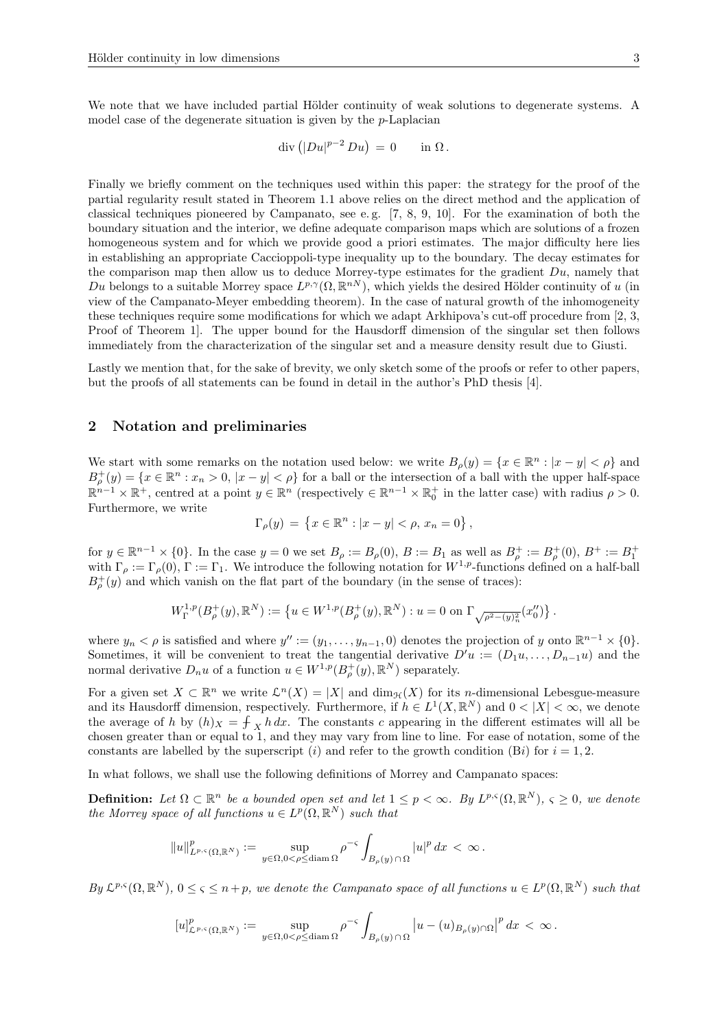We note that we have included partial Hölder continuity of weak solutions to degenerate systems. A model case of the degenerate situation is given by the $p$-Laplacian

$$\operatorname{div}\left(|Du|^{p-2}\, Du\right) \,=\, 0 \qquad \text{in } \Omega\,.$$

Finally we briefly comment on the techniques used within this paper: the strategy for the proof of the partial regularity result stated in Theorem 1.1 above relies on the direct method and the application of classical techniques pioneered by Campanato, see e. g. [7, 8, 9, 10]. For the examination of both the boundary situation and the interior, we define adequate comparison maps which are solutions of a frozen homogeneous system and for which we provide good a priori estimates. The major difficulty here lies in establishing an appropriate Caccioppoli-type inequality up to the boundary. The decay estimates for the comparison map then allow us to deduce Morrey-type estimates for the gradient $Du$, namely that $Du$ belongs to a suitable Morrey space $L^{p,\gamma}(\Omega,\mathbb{R}^{nN})$, which yields the desired Hölder continuity of $u$ (in view of the Campanato-Meyer embedding theorem). In the case of natural growth of the inhomogeneity these techniques require some modifications for which we adapt Arkhipova's cut-off procedure from [2, 3, Proof of Theorem 1]. The upper bound for the Hausdorff dimension of the singular set then follows immediately from the characterization of the singular set and a measure density result due to Giusti.

Lastly we mention that, for the sake of brevity, we only sketch some of the proofs or refer to other papers, but the proofs of all statements can be found in detail in the author's PhD thesis [4].

## 2 Notation and preliminaries

We start with some remarks on the notation used below: we write $B_\rho(y) = \{x \in \mathbb{R}^n : |x-y| < \rho\}$ and $B_\rho^+(y) = \{x \in \mathbb{R}^n : x_n > 0,\, |x-y| < \rho\}$ for a ball or the intersection of a ball with the upper half-space $\mathbb{R}^{n-1}\times\mathbb{R}^+$, centred at a point $y \in \mathbb{R}^n$ (respectively $\in \mathbb{R}^{n-1}\times\mathbb{R}_0^+$ in the latter case) with radius $\rho > 0$. Furthermore, we write

$$\Gamma_\rho(y) \,=\, \left\{x \in \mathbb{R}^n : |x-y| < \rho,\, x_n = 0\right\},$$

for $y \in \mathbb{R}^{n-1}\times\{0\}$. In the case $y = 0$ we set $B_\rho := B_\rho(0)$, $B := B_1$ as well as $B_\rho^+ := B_\rho^+(0)$, $B^+ := B_1^+$ with $\Gamma_\rho := \Gamma_\rho(0)$, $\Gamma := \Gamma_1$. We introduce the following notation for $W^{1,p}$-functions defined on a half-ball $B_\rho^+(y)$ and which vanish on the flat part of the boundary (in the sense of traces):

$$W_\Gamma^{1,p}(B_\rho^+(y),\mathbb{R}^N) := \left\{u \in W^{1,p}(B_\rho^+(y),\mathbb{R}^N) : u = 0 \text{ on } \Gamma_{\sqrt{\rho^2-(y)_n^2}}(x_0'')\right\}.$$

where $y_n < \rho$ is satisfied and where $y'' := (y_1,\ldots,y_{n-1},0)$ denotes the projection of $y$ onto $\mathbb{R}^{n-1}\times\{0\}$. Sometimes, it will be convenient to treat the tangential derivative $D'u := (D_1u,\ldots,D_{n-1}u)$ and the normal derivative $D_nu$ of a function $u \in W^{1,p}(B_\rho^+(y),\mathbb{R}^N)$ separately.

For a given set $X \subset \mathbb{R}^n$ we write $\mathcal{L}^n(X) = |X|$ and $\dim_{\mathcal{H}}(X)$ for its $n$-dimensional Lebesgue-measure and its Hausdorff dimension, respectively. Furthermore, if $h \in L^1(X,\mathbb{R}^N)$ and $0 < |X| < \infty$, we denote the average of $h$ by $(h)_X = ⨍_X h\,dx$. The constants $c$ appearing in the different estimates will all be chosen greater than or equal to 1, and they may vary from line to line. For ease of notation, some of the constants are labelled by the superscript $(i)$ and refer to the growth condition (B$i$) for $i = 1, 2$.

In what follows, we shall use the following definitions of Morrey and Campanato spaces:

**Definition:** *Let $\Omega \subset \mathbb{R}^n$ be a bounded open set and let $1 \le p < \infty$. By $L^{p,\varsigma}(\Omega,\mathbb{R}^N)$, $\varsigma \ge 0$, we denote the Morrey space of all functions $u \in L^p(\Omega,\mathbb{R}^N)$ such that*

$$\|u\|^p_{L^{p,\varsigma}(\Omega,\mathbb{R}^N)} := \sup_{y\in\Omega,\,0<\rho\le\operatorname{diam}\Omega} \rho^{-\varsigma}\int_{B_\rho(y)\cap\Omega} |u|^p\,dx \,<\, \infty\,.$$

*By $\mathcal{L}^{p,\varsigma}(\Omega,\mathbb{R}^N)$, $0 \le \varsigma \le n+p$, we denote the Campanato space of all functions $u \in L^p(\Omega,\mathbb{R}^N)$ such that*

$$[u]^p_{\mathcal{L}^{p,\varsigma}(\Omega,\mathbb{R}^N)} := \sup_{y\in\Omega,\,0<\rho\le\operatorname{diam}\Omega} \rho^{-\varsigma}\int_{B_\rho(y)\cap\Omega} \left|u-(u)_{B_\rho(y)\cap\Omega}\right|^p dx \,<\, \infty\,.$$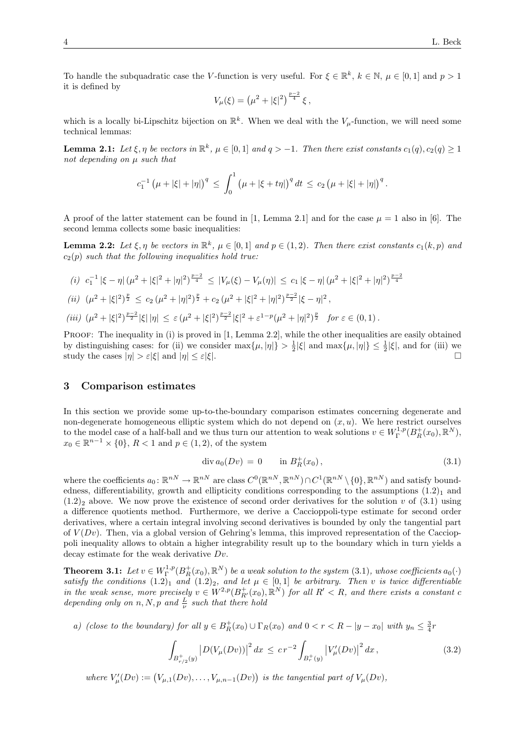To handle the subquadratic case the $V$-function is very useful. For $\xi \in \mathbb{R}^k$, $k \in \mathbb{N}$, $\mu \in [0,1]$ and $p > 1$ it is defined by

$$V_\mu(\xi) = \left(\mu^2 + |\xi|^2\right)^{\frac{p-2}{4}} \xi \,,$$

which is a locally bi-Lipschitz bijection on $\mathbb{R}^k$. When we deal with the $V_\mu$-function, we will need some technical lemmas:

**Lemma 2.1:** *Let $\xi, \eta$ be vectors in $\mathbb{R}^k$, $\mu \in [0,1]$ and $q > -1$. Then there exist constants $c_1(q), c_2(q) \geq 1$ not depending on $\mu$ such that*

$$c_1^{-1} \left(\mu + |\xi| + |\eta|\right)^q \,\leq\, \int_0^1 \left(\mu + |\xi + t\eta|\right)^q dt \,\leq\, c_2 \left(\mu + |\xi| + |\eta|\right)^q .$$

A proof of the latter statement can be found in [1, Lemma 2.1] and for the case $\mu = 1$ also in [6]. The second lemma collects some basic inequalities:

**Lemma 2.2:** *Let $\xi, \eta$ be vectors in $\mathbb{R}^k$, $\mu \in [0,1]$ and $p \in (1,2)$. Then there exist constants $c_1(k,p)$ and $c_2(p)$ such that the following inequalities hold true:*

*(i)* $c_1^{-1} |\xi - \eta| \, (\mu^2 + |\xi|^2 + |\eta|^2)^{\frac{p-2}{4}} \,\leq\, |V_\mu(\xi) - V_\mu(\eta)| \,\leq\, c_1 |\xi - \eta| \, (\mu^2 + |\xi|^2 + |\eta|^2)^{\frac{p-2}{4}}$

*(ii)* $(\mu^2 + |\xi|^2)^{\frac{p}{2}} \,\leq\, c_2 \, (\mu^2 + |\eta|^2)^{\frac{p}{2}} + c_2 \, (\mu^2 + |\xi|^2 + |\eta|^2)^{\frac{p-2}{2}} |\xi - \eta|^2 \,,$

*(iii)* $(\mu^2 + |\xi|^2)^{\frac{p-2}{2}} |\xi| \, |\eta| \,\leq\, \varepsilon \, (\mu^2 + |\xi|^2)^{\frac{p-2}{2}} |\xi|^2 + \varepsilon^{1-p} (\mu^2 + |\eta|^2)^{\frac{p}{2}} \quad \textit{for } \varepsilon \in (0,1) \,.$

Proof: The inequality in (i) is proved in [1, Lemma 2.2], while the other inequalities are easily obtained by distinguishing cases: for (ii) we consider $\max\{\mu, |\eta|\} > \frac{1}{2}|\xi|$ and $\max\{\mu, |\eta|\} \leq \frac{1}{2}|\xi|$, and for (iii) we study the cases $|\eta| > \varepsilon|\xi|$ and $|\eta| \leq \varepsilon|\xi|$. $\square$

## 3 Comparison estimates

In this section we provide some up-to-the-boundary comparison estimates concerning degenerate and non-degenerate homogeneous elliptic system which do not depend on $(x, u)$. We here restrict ourselves to the model case of a half-ball and we thus turn our attention to weak solutions $v \in W^{1,p}_\Gamma(B^+_R(x_0), \mathbb{R}^N)$, $x_0 \in \mathbb{R}^{n-1} \times \{0\}$, $R < 1$ and $p \in (1,2)$, of the system

$$\operatorname{div} a_0(Dv) \,=\, 0 \qquad \text{in } B^+_R(x_0) \,, \tag{3.1}$$

where the coefficients $a_0 \colon \mathbb{R}^{nN} \to \mathbb{R}^{nN}$ are class $C^0(\mathbb{R}^{nN}, \mathbb{R}^{nN}) \cap C^1(\mathbb{R}^{nN} \setminus \{0\}, \mathbb{R}^{nN})$ and satisfy boundedness, differentiability, growth and ellipticity conditions corresponding to the assumptions $(1.2)_1$ and $(1.2)_2$ above. We now prove the existence of second order derivatives for the solution $v$ of (3.1) using a difference quotients method. Furthermore, we derive a Caccioppoli-type estimate for second order derivatives, where a certain integral involving second derivatives is bounded by only the tangential part of $V(Dv)$. Then, via a global version of Gehring's lemma, this improved representation of the Caccioppoli inequality allows to obtain a higher integrability result up to the boundary which in turn yields a decay estimate for the weak derivative $Dv$.

**Theorem 3.1:** *Let $v \in W^{1,p}_\Gamma(B^+_R(x_0), \mathbb{R}^N)$ be a weak solution to the system (3.1), whose coefficients $a_0(\cdot)$ satisfy the conditions $(1.2)_1$ and $(1.2)_2$, and let $\mu \in [0,1]$ be arbitrary. Then $v$ is twice differentiable in the weak sense, more precisely $v \in W^{2,p}(B^+_{R'}(x_0), \mathbb{R}^N)$ for all $R' < R$, and there exists a constant $c$ depending only on $n, N, p$ and $\frac{L}{\nu}$ such that there hold*

*a) (close to the boundary) for all $y \in B^+_R(x_0) \cup \Gamma_R(x_0)$ and $0 < r < R - |y - x_0|$ with $y_n \leq \frac{3}{4}r$*

$$\int_{B^+_{r/2}(y)} \left|D(V_\mu(Dv))\right|^2 dx \,\leq\, c \, r^{-2} \int_{B^+_r(y)} \left|V'_\mu(Dv)\right|^2 dx \,, \tag{3.2}$$

*where $V'_\mu(Dv) := \left(V_{\mu,1}(Dv), \ldots, V_{\mu,n-1}(Dv)\right)$ is the tangential part of $V_\mu(Dv)$,*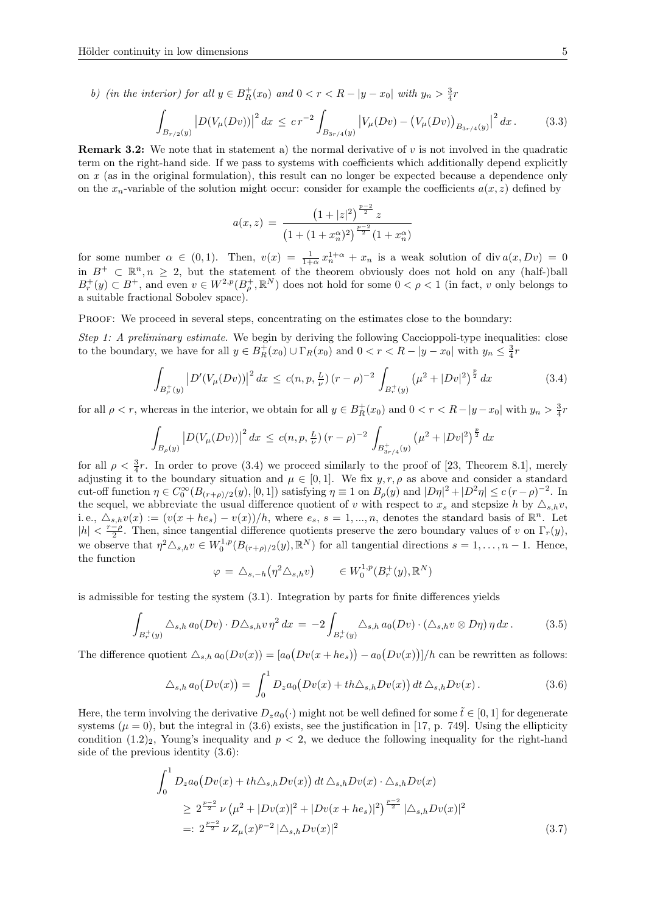*b) (in the interior) for all $y \in B_R^+(x_0)$ and $0 < r < R - |y - x_0|$ with $y_n > \frac{3}{4}r$*

$$\int_{B_{r/2}(y)} \big|D(V_\mu(Dv))\big|^2 \, dx \;\le\; c\, r^{-2} \int_{B_{3r/4}(y)} \big|V_\mu(Dv) - \big(V_\mu(Dv)\big)_{B_{3r/4}(y)}\big|^2 \, dx\,. \tag{3.3}$$

**Remark 3.2:** We note that in statement a) the normal derivative of $v$ is not involved in the quadratic term on the right-hand side. If we pass to systems with coefficients which additionally depend explicitly on $x$ (as in the original formulation), this result can no longer be expected because a dependence only on the $x_n$-variable of the solution might occur: consider for example the coefficients $a(x,z)$ defined by

$$a(x,z) \;=\; \frac{\big(1 + |z|^2\big)^{\frac{p-2}{2}}\, z}{\big(1 + (1 + x_n^\alpha)^2\big)^{\frac{p-2}{2}} (1 + x_n^\alpha)}$$

for some number $\alpha \in (0,1)$. Then, $v(x) = \frac{1}{1+\alpha}\, x_n^{1+\alpha} + x_n$ is a weak solution of $\operatorname{div} a(x, Dv) = 0$ in $B^+ \subset \mathbb{R}^n, n \ge 2$, but the statement of the theorem obviously does not hold on any (half-)ball $B_r^+(y) \subset B^+$, and even $v \in W^{2,p}(B_\rho^+, \mathbb{R}^N)$ does not hold for some $0 < \rho < 1$ (in fact, $v$ only belongs to a suitable fractional Sobolev space).

Proof: We proceed in several steps, concentrating on the estimates close to the boundary:

*Step 1: A preliminary estimate.* We begin by deriving the following Caccioppoli-type inequalities: close to the boundary, we have for all $y \in B_R^+(x_0) \cup \Gamma_R(x_0)$ and $0 < r < R - |y - x_0|$ with $y_n \le \frac{3}{4}r$

$$\int_{B_\rho^+(y)} \big|D'(V_\mu(Dv))\big|^2 \, dx \;\le\; c(n, p, \tfrac{L}{\nu})\, (r - \rho)^{-2} \int_{B_r^+(y)} \big(\mu^2 + |Dv|^2\big)^{\frac{p}{2}} \, dx \tag{3.4}$$

for all $\rho < r$, whereas in the interior, we obtain for all $y \in B_R^+(x_0)$ and $0 < r < R - |y - x_0|$ with $y_n > \frac{3}{4}r$

$$\int_{B_\rho(y)} \big|D(V_\mu(Dv))\big|^2 \, dx \;\le\; c(n, p, \tfrac{L}{\nu})\, (r - \rho)^{-2} \int_{B_{3r/4}^+(y)} \big(\mu^2 + |Dv|^2\big)^{\frac{p}{2}} \, dx$$

for all $\rho < \frac{3}{4}r$. In order to prove (3.4) we proceed similarly to the proof of [23, Theorem 8.1], merely adjusting it to the boundary situation and $\mu \in [0,1]$. We fix $y, r, \rho$ as above and consider a standard cut-off function $\eta \in C_0^\infty(B_{(r+\rho)/2}(y), [0,1])$ satisfying $\eta \equiv 1$ on $B_\rho(y)$ and $|D\eta|^2 + |D^2\eta| \le c\,(r-\rho)^{-2}$. In the sequel, we abbreviate the usual difference quotient of $v$ with respect to $x_s$ and stepsize $h$ by $\triangle_{s,h} v$, i.e., $\triangle_{s,h} v(x) := (v(x + he_s) - v(x))/h$, where $e_s$, $s = 1, ..., n$, denotes the standard basis of $\mathbb{R}^n$. Let $|h| < \frac{r-\rho}{2}$. Then, since tangential difference quotients preserve the zero boundary values of $v$ on $\Gamma_r(y)$, we observe that $\eta^2 \triangle_{s,h} v \in W_0^{1,p}(B_{(r+\rho)/2}(y), \mathbb{R}^N)$ for all tangential directions $s = 1, \ldots, n-1$. Hence, the function

$$\varphi \;=\; \triangle_{s,-h}\big(\eta^2 \triangle_{s,h} v\big) \qquad \in W_0^{1,p}(B_r^+(y), \mathbb{R}^N)$$

is admissible for testing the system (3.1). Integration by parts for finite differences yields

$$\int_{B_r^+(y)} \triangle_{s,h}\, a_0(Dv) \cdot D\triangle_{s,h} v \, \eta^2 \, dx \;=\; -2 \int_{B_r^+(y)} \triangle_{s,h}\, a_0(Dv) \cdot (\triangle_{s,h} v \otimes D\eta)\, \eta \, dx\,. \tag{3.5}$$

The difference quotient $\triangle_{s,h}\, a_0(Dv(x)) = [a_0\big(Dv(x + he_s)\big) - a_0\big(Dv(x)\big)]/h$ can be rewritten as follows:

$$\triangle_{s,h}\, a_0\big(Dv(x)\big) = \int_0^1 D_z a_0\big(Dv(x) + th \triangle_{s,h} Dv(x)\big)\, dt\, \triangle_{s,h} Dv(x)\,. \tag{3.6}$$

Here, the term involving the derivative $D_z a_0(\cdot)$ might not be well defined for some $\tilde{t} \in [0,1]$ for degenerate systems ($\mu = 0$), but the integral in (3.6) exists, see the justification in [17, p. 749]. Using the ellipticity condition $(1.2)_2$, Young's inequality and $p < 2$, we deduce the following inequality for the right-hand side of the previous identity (3.6):

$$\begin{aligned}
\int_0^1 & D_z a_0\big(Dv(x) + th \triangle_{s,h} Dv(x)\big)\, dt\, \triangle_{s,h} Dv(x) \cdot \triangle_{s,h} Dv(x) \\
&\ge\; 2^{\frac{p-2}{2}}\, \nu \,\big(\mu^2 + |Dv(x)|^2 + |Dv(x + he_s)|^2\big)^{\frac{p-2}{2}}\, |\triangle_{s,h} Dv(x)|^2 \\
&=:\; 2^{\frac{p-2}{2}}\, \nu\, Z_\mu(x)^{p-2}\, |\triangle_{s,h} Dv(x)|^2
\end{aligned} \tag{3.7}$$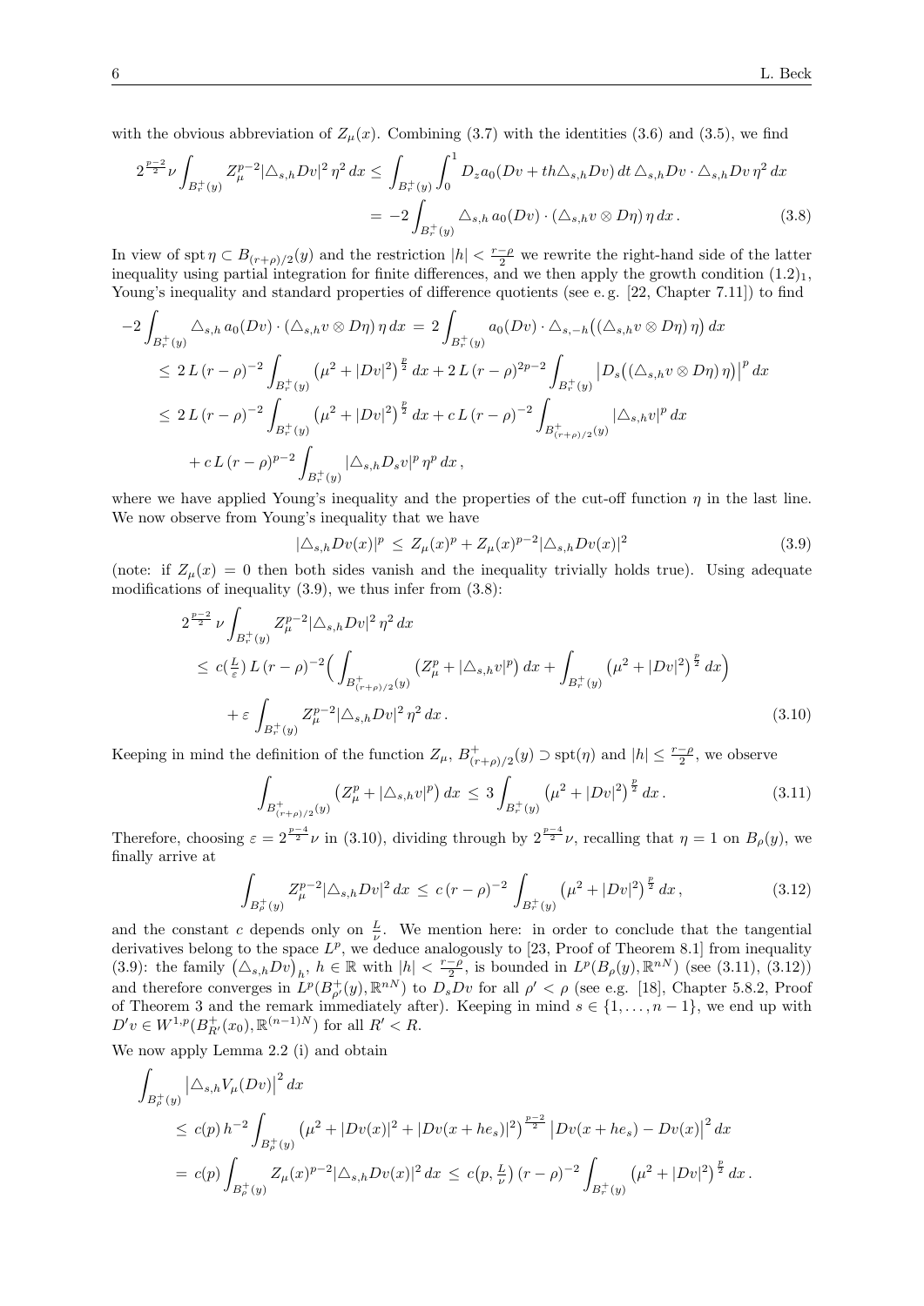with the obvious abbreviation of $Z_\mu(x)$. Combining (3.7) with the identities (3.6) and (3.5), we find

$$
\begin{aligned}
2^{\frac{p-2}{2}}\nu \int_{B_r^+(y)} Z_\mu^{p-2} |\triangle_{s,h} Dv|^2\, \eta^2\, dx &\le \int_{B_r^+(y)} \int_0^1 D_z a_0(Dv + th\triangle_{s,h}Dv)\, dt\, \triangle_{s,h}Dv \cdot \triangle_{s,h}Dv\, \eta^2\, dx \\
&= -2\int_{B_r^+(y)} \triangle_{s,h}\, a_0(Dv)\cdot (\triangle_{s,h} v \otimes D\eta)\, \eta\, dx\,. \qquad (3.8)
\end{aligned}
$$

In view of $\operatorname{spt}\eta \subset B_{(r+\rho)/2}(y)$ and the restriction $|h| < \frac{r-\rho}{2}$ we rewrite the right-hand side of the latter inequality using partial integration for finite differences, and we then apply the growth condition $(1.2)_1$, Young's inequality and standard properties of difference quotients (see e. g. [22, Chapter 7.11]) to find

$$
\begin{aligned}
-2\int_{B_r^+(y)} \triangle_{s,h}\, a_0(Dv)\cdot (\triangle_{s,h} v \otimes D\eta)\, \eta\, dx \,&=\, 2\int_{B_r^+(y)} a_0(Dv)\cdot \triangle_{s,-h}\big((\triangle_{s,h} v\otimes D\eta)\,\eta\big)\, dx \\
&\le\, 2\,L\,(r-\rho)^{-2}\int_{B_r^+(y)} \big(\mu^2+|Dv|^2\big)^{\frac{p}{2}}\, dx + 2\,L\,(r-\rho)^{2p-2}\int_{B_r^+(y)} \big|D_s\big((\triangle_{s,h}v\otimes D\eta)\,\eta\big)\big|^p\, dx \\
&\le\, 2\,L\,(r-\rho)^{-2}\int_{B_r^+(y)} \big(\mu^2+|Dv|^2\big)^{\frac{p}{2}}\, dx + c\,L\,(r-\rho)^{-2}\int_{B^+_{(r+\rho)/2}(y)} |\triangle_{s,h} v|^p\, dx \\
&\quad + c\,L\,(r-\rho)^{p-2}\int_{B_r^+(y)} |\triangle_{s,h} D_s v|^p\, \eta^p\, dx\,,
\end{aligned}
$$

where we have applied Young's inequality and the properties of the cut-off function $\eta$ in the last line. We now observe from Young's inequality that we have

$$
|\triangle_{s,h} Dv(x)|^p \,\le\, Z_\mu(x)^p + Z_\mu(x)^{p-2}|\triangle_{s,h} Dv(x)|^2 \qquad (3.9)
$$

(note: if $Z_\mu(x) = 0$ then both sides vanish and the inequality trivially holds true). Using adequate modifications of inequality (3.9), we thus infer from (3.8):

$$
\begin{aligned}
&2^{\frac{p-2}{2}}\,\nu \int_{B_r^+(y)} Z_\mu^{p-2}|\triangle_{s,h} Dv|^2\, \eta^2\, dx \\
&\le\, c(\tfrac{L}{\varepsilon})\, L\,(r-\rho)^{-2}\Big(\int_{B^+_{(r+\rho)/2}(y)} \big(Z_\mu^p + |\triangle_{s,h} v|^p\big)\, dx + \int_{B_r^+(y)} \big(\mu^2+|Dv|^2\big)^{\frac{p}{2}}\, dx\Big) \\
&\quad + \varepsilon \int_{B_r^+(y)} Z_\mu^{p-2}|\triangle_{s,h}Dv|^2\,\eta^2\, dx\,. \qquad (3.10)
\end{aligned}
$$

Keeping in mind the definition of the function $Z_\mu$, $B^+_{(r+\rho)/2}(y) \supset \operatorname{spt}(\eta)$ and $|h| \le \frac{r-\rho}{2}$, we observe

$$
\int_{B^+_{(r+\rho)/2}(y)} \big(Z_\mu^p + |\triangle_{s,h} v|^p\big)\, dx \,\le\, 3\int_{B_r^+(y)} \big(\mu^2+|Dv|^2\big)^{\frac{p}{2}}\, dx\,. \qquad (3.11)
$$

Therefore, choosing $\varepsilon = 2^{\frac{p-4}{2}}\nu$ in (3.10), dividing through by $2^{\frac{p-4}{2}}\nu$, recalling that $\eta = 1$ on $B_\rho(y)$, we finally arrive at

$$
\int_{B_\rho^+(y)} Z_\mu^{p-2}|\triangle_{s,h}Dv|^2\, dx \,\le\, c\,(r-\rho)^{-2}\int_{B_r^+(y)} \big(\mu^2+|Dv|^2\big)^{\frac{p}{2}}\, dx\,, \qquad (3.12)
$$

and the constant $c$ depends only on $\frac{L}{\nu}$. We mention here: in order to conclude that the tangential derivatives belong to the space $L^p$, we deduce analogously to [23, Proof of Theorem 8.1] from inequality (3.9): the family $\big(\triangle_{s,h}Dv\big)_h$, $h \in \mathbb{R}$ with $|h| < \frac{r-\rho}{2}$, is bounded in $L^p(B_\rho(y), \mathbb{R}^{nN})$ (see (3.11), (3.12)) and therefore converges in $L^p(B^+_{\rho'}(y), \mathbb{R}^{nN})$ to $D_sDv$ for all $\rho' < \rho$ (see e.g. [18], Chapter 5.8.2, Proof of Theorem 3 and the remark immediately after). Keeping in mind $s \in \{1, \ldots, n-1\}$, we end up with $D'v \in W^{1,p}(B^+_{R'}(x_0), \mathbb{R}^{(n-1)N})$ for all $R' < R$.

We now apply Lemma 2.2 (i) and obtain

$$
\begin{aligned}
&\int_{B_\rho^+(y)} \big|\triangle_{s,h} V_\mu(Dv)\big|^2\, dx \\
&\le\, c(p)\, h^{-2}\int_{B_\rho^+(y)} \big(\mu^2 + |Dv(x)|^2 + |Dv(x+he_s)|^2\big)^{\frac{p-2}{2}}\, \big|Dv(x+he_s) - Dv(x)\big|^2\, dx \\
&=\, c(p)\int_{B_\rho^+(y)} Z_\mu(x)^{p-2}|\triangle_{s,h}Dv(x)|^2\, dx \,\le\, c\big(p, \tfrac{L}{\nu}\big)\,(r-\rho)^{-2}\int_{B_r^+(y)} \big(\mu^2+|Dv|^2\big)^{\frac{p}{2}}\, dx\,.
\end{aligned}
$$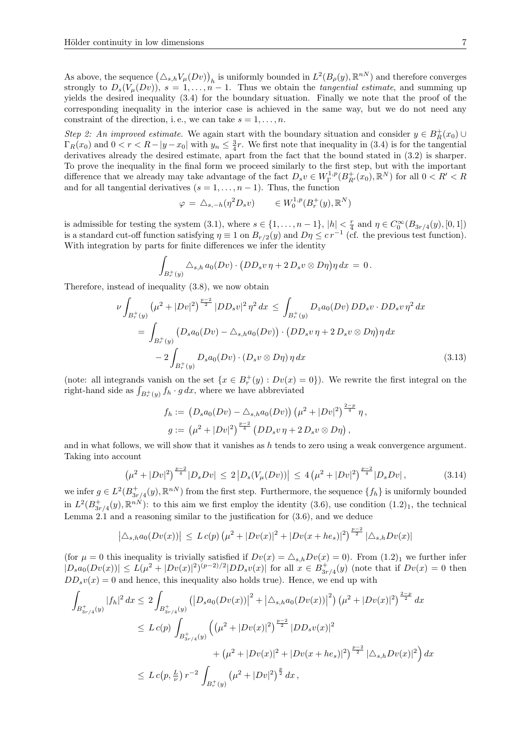As above, the sequence $\big(\triangle_{s,h}V_\mu(Dv)\big)_h$ is uniformly bounded in $L^2(B_\rho(y),\mathbb{R}^{nN})$ and therefore converges strongly to $D_s(V_\mu(Dv))$, $s=1,\ldots,n-1$. Thus we obtain the *tangential estimate*, and summing up yields the desired inequality (3.4) for the boundary situation. Finally we note that the proof of the corresponding inequality in the interior case is achieved in the same way, but we do not need any constraint of the direction, i. e., we can take $s=1,\ldots,n$.

*Step 2: An improved estimate.* We again start with the boundary situation and consider $y\in B_R^+(x_0)\cup\Gamma_R(x_0)$ and $0<r<R-|y-x_0|$ with $y_n\le\frac34 r$. We first note that inequality in (3.4) is for the tangential derivatives already the desired estimate, apart from the fact that the bound stated in (3.2) is sharper. To prove the inequality in the final form we proceed similarly to the first step, but with the important difference that we already may take advantage of the fact $D_sv\in W^{1,p}_\Gamma(B^+_{R'}(x_0),\mathbb{R}^N)$ for all $0<R'<R$ and for all tangential derivatives ($s=1,\ldots,n-1$). Thus, the function

$$
\varphi \;=\; \triangle_{s,-h}(\eta^2 D_s v) \qquad \in W^{1,p}_0(B_r^+(y),\mathbb{R}^N)
$$

is admissible for testing the system (3.1), where $s\in\{1,\ldots,n-1\}$, $|h|<\frac r4$ and $\eta\in C_0^\infty(B_{3r/4}(y),[0,1])$ is a standard cut-off function satisfying $\eta\equiv1$ on $B_{r/2}(y)$ and $D\eta\le c\,r^{-1}$ (cf. the previous test function). With integration by parts for finite differences we infer the identity

$$
\int_{B_r^+(y)} \triangle_{s,h}\, a_0(Dv)\cdot\big(DD_sv\,\eta+2\,D_sv\otimes D\eta\big)\eta\,dx \;=\; 0\,.
$$

Therefore, instead of inequality (3.8), we now obtain

$$
\begin{aligned}
\nu\int_{B_r^+(y)}\big(\mu^2+|Dv|^2\big)^{\frac{p-2}{2}}|DD_sv|^2\,\eta^2\,dx \;&\le\; \int_{B_r^+(y)} D_za_0(Dv)\,DD_sv\cdot DD_sv\,\eta^2\,dx\\
&=\int_{B_r^+(y)}\big(D_sa_0(Dv)-\triangle_{s,h}a_0(Dv)\big)\cdot\big(DD_sv\,\eta+2\,D_sv\otimes D\eta\big)\eta\,dx\\
&\quad-2\int_{B_r^+(y)}D_sa_0(Dv)\cdot(D_sv\otimes D\eta)\,\eta\,dx
\end{aligned}\tag{3.13}
$$

(note: all integrands vanish on the set $\{x\in B_r^+(y):Dv(x)=0\}$). We rewrite the first integral on the right-hand side as $\int_{B_r^+(y)}f_h\cdot g\,dx$, where we have abbreviated

$$
\begin{aligned}
f_h &:= \big(D_sa_0(Dv)-\triangle_{s,h}a_0(Dv)\big)\big(\mu^2+|Dv|^2\big)^{\frac{2-p}{4}}\,\eta\,,\\
g &:= \big(\mu^2+|Dv|^2\big)^{\frac{p-2}{4}}\big(DD_sv\,\eta+2\,D_sv\otimes D\eta\big)\,,
\end{aligned}
$$

and in what follows, we will show that it vanishes as $h$ tends to zero using a weak convergence argument. Taking into account

$$
\big(\mu^2+|Dv|^2\big)^{\frac{p-2}{4}}|D_sDv|\;\le\;2\,\big|D_s(V_\mu(Dv))\big|\;\le\;4\,\big(\mu^2+|Dv|^2\big)^{\frac{p-2}{4}}|D_sDv|\,,\tag{3.14}
$$

we infer $g\in L^2(B^+_{3r/4}(y),\mathbb{R}^{nN})$ from the first step. Furthermore, the sequence $\{f_h\}$ is uniformly bounded in $L^2(B^+_{3r/4}(y),\mathbb{R}^{nN})$: to this aim we first employ the identity (3.6), use condition $(1.2)_1$, the technical Lemma 2.1 and a reasoning similar to the justification for (3.6), and we deduce

$$
\big|\triangle_{s,h}a_0(Dv(x))\big|\;\le\;L\,c(p)\,\big(\mu^2+|Dv(x)|^2+|Dv(x+he_s)|^2\big)^{\frac{p-2}{2}}\,|\triangle_{s,h}Dv(x)|
$$

(for $\mu=0$ this inequality is trivially satisfied if $Dv(x)=\triangle_{s,h}Dv(x)=0$). From $(1.2)_1$ we further infer $|D_sa_0(Dv(x))|\le L(\mu^2+|Dv(x)|^2)^{(p-2)/2}|DD_sv(x)|$ for all $x\in B^+_{3r/4}(y)$ (note that if $Dv(x)=0$ then $DD_sv(x)=0$ and hence, this inequality also holds true). Hence, we end up with

$$
\begin{aligned}
\int_{B^+_{3r/4}(y)}|f_h|^2\,dx &\le 2\int_{B^+_{3r/4}(y)}\Big(\big|D_sa_0(Dv(x))\big|^2+\big|\triangle_{s,h}a_0(Dv(x))\big|^2\Big)\big(\mu^2+|Dv(x)|^2\big)^{\frac{2-p}{2}}\,dx\\
&\le L\,c(p)\int_{B^+_{3r/4}(y)}\Big(\big(\mu^2+|Dv(x)|^2\big)^{\frac{p-2}{2}}|DD_sv(x)|^2\\
&\qquad\qquad+\big(\mu^2+|Dv(x)|^2+|Dv(x+he_s)|^2\big)^{\frac{p-2}{2}}|\triangle_{s,h}Dv(x)|^2\Big)\,dx\\
&\le L\,c\big(p,\tfrac{L}{\nu}\big)\,r^{-2}\int_{B_r^+(y)}\big(\mu^2+|Dv|^2\big)^{\frac p2}\,dx\,,
\end{aligned}
$$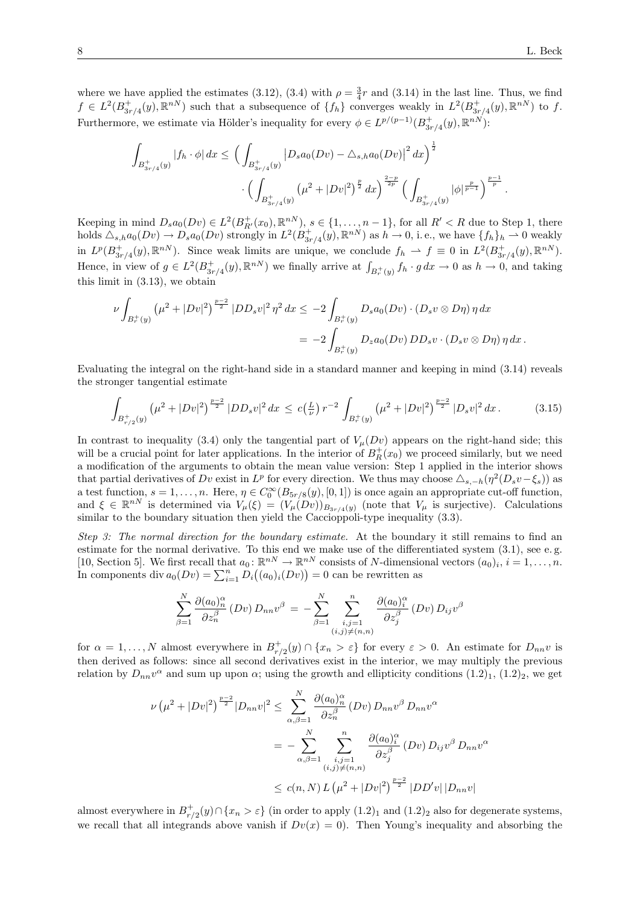where we have applied the estimates (3.12), (3.4) with $\rho = \frac{3}{4}r$ and (3.14) in the last line. Thus, we find $f \in L^2(B^+_{3r/4}(y), \mathbb{R}^{nN})$ such that a subsequence of $\{f_h\}$ converges weakly in $L^2(B^+_{3r/4}(y), \mathbb{R}^{nN})$ to $f$. Furthermore, we estimate via Hölder's inequality for every $\phi \in L^{p/(p-1)}(B^+_{3r/4}(y), \mathbb{R}^{nN})$:

$$\int_{B^+_{3r/4}(y)} |f_h \cdot \phi| \, dx \leq \Big( \int_{B^+_{3r/4}(y)} \big| D_s a_0(Dv) - \triangle_{s,h} a_0(Dv) \big|^2 \, dx \Big)^{\frac{1}{2}} \cdot \Big( \int_{B^+_{3r/4}(y)} \big(\mu^2 + |Dv|^2\big)^{\frac{p}{2}} \, dx \Big)^{\frac{2-p}{2p}} \Big( \int_{B^+_{3r/4}(y)} |\phi|^{\frac{p}{p-1}} \Big)^{\frac{p-1}{p}} .$$

Keeping in mind $D_s a_0(Dv) \in L^2(B^+_{R'}(x_0), \mathbb{R}^{nN})$, $s \in \{1, \ldots, n-1\}$, for all $R' < R$ due to Step 1, there holds $\triangle_{s,h} a_0(Dv) \to D_s a_0(Dv)$ strongly in $L^2(B^+_{3r/4}(y), \mathbb{R}^{nN})$ as $h \to 0$, i. e., we have $\{f_h\}_h \rightharpoonup 0$ weakly in $L^p(B^+_{3r/4}(y), \mathbb{R}^{nN})$. Since weak limits are unique, we conclude $f_h \rightharpoonup f \equiv 0$ in $L^2(B^+_{3r/4}(y), \mathbb{R}^{nN})$. Hence, in view of $g \in L^2(B^+_{3r/4}(y), \mathbb{R}^{nN})$ we finally arrive at $\int_{B^+_r(y)} f_h \cdot g \, dx \to 0$ as $h \to 0$, and taking this limit in (3.13), we obtain

$$\begin{aligned} \nu \int_{B^+_r(y)} \big(\mu^2 + |Dv|^2\big)^{\frac{p-2}{2}} |DD_s v|^2 \eta^2 \, dx &\leq -2 \int_{B^+_r(y)} D_s a_0(Dv) \cdot (D_s v \otimes D\eta) \, \eta \, dx \\ &= -2 \int_{B^+_r(y)} D_z a_0(Dv) \, DD_s v \cdot (D_s v \otimes D\eta) \, \eta \, dx \, . \end{aligned}$$

Evaluating the integral on the right-hand side in a standard manner and keeping in mind (3.14) reveals the stronger tangential estimate

$$\int_{B^+_{r/2}(y)} \big(\mu^2 + |Dv|^2\big)^{\frac{p-2}{2}} |DD_s v|^2 \, dx \leq c\big(\tfrac{L}{\nu}\big) \, r^{-2} \int_{B^+_r(y)} \big(\mu^2 + |Dv|^2\big)^{\frac{p-2}{2}} |D_s v|^2 \, dx \, . \tag{3.15}$$

In contrast to inequality (3.4) only the tangential part of $V_\mu(Dv)$ appears on the right-hand side; this will be a crucial point for later applications. In the interior of $B^+_R(x_0)$ we proceed similarly, but we need a modification of the arguments to obtain the mean value version: Step 1 applied in the interior shows that partial derivatives of $Dv$ exist in $L^p$ for every direction. We thus may choose $\triangle_{s,-h}(\eta^2(D_s v - \xi_s))$ as a test function, $s = 1, \ldots, n$. Here, $\eta \in C^\infty_0(B_{5r/8}(y), [0,1])$ is once again an appropriate cut-off function, and $\xi \in \mathbb{R}^{nN}$ is determined via $V_\mu(\xi) = (V_\mu(Dv))_{B_{3r/4}(y)}$ (note that $V_\mu$ is surjective). Calculations similar to the boundary situation then yield the Caccioppoli-type inequality (3.3).

*Step 3: The normal direction for the boundary estimate.* At the boundary it still remains to find an estimate for the normal derivative. To this end we make use of the differentiated system (3.1), see e. g. [10, Section 5]. We first recall that $a_0 \colon \mathbb{R}^{nN} \to \mathbb{R}^{nN}$ consists of $N$-dimensional vectors $(a_0)_i$, $i = 1, \ldots, n$. In components $\operatorname{div} a_0(Dv) = \sum_{i=1}^n D_i\big((a_0)_i(Dv)\big) = 0$ can be rewritten as

$$\sum_{\beta=1}^N \frac{\partial (a_0)^\alpha_n}{\partial z^\beta_n}(Dv) \, D_{nn} v^\beta = -\sum_{\beta=1}^N \sum_{\substack{i,j=1 \\ (i,j)\neq(n,n)}}^n \frac{\partial (a_0)^\alpha_i}{\partial z^\beta_j}(Dv) \, D_{ij} v^\beta$$

for $\alpha = 1, \ldots, N$ almost everywhere in $B^+_{r/2}(y) \cap \{x_n > \varepsilon\}$ for every $\varepsilon > 0$. An estimate for $D_{nn} v$ is then derived as follows: since all second derivatives exist in the interior, we may multiply the previous relation by $D_{nn} v^\alpha$ and sum up upon $\alpha$; using the growth and ellipticity conditions $(1.2)_1$, $(1.2)_2$, we get

$$\begin{aligned} \nu \big(\mu^2 + |Dv|^2\big)^{\frac{p-2}{2}} |D_{nn} v|^2 &\leq \sum_{\alpha,\beta=1}^N \frac{\partial (a_0)^\alpha_n}{\partial z^\beta_n}(Dv) \, D_{nn} v^\beta \, D_{nn} v^\alpha \\ &= -\sum_{\alpha,\beta=1}^N \sum_{\substack{i,j=1 \\ (i,j)\neq(n,n)}}^n \frac{\partial (a_0)^\alpha_i}{\partial z^\beta_j}(Dv) \, D_{ij} v^\beta \, D_{nn} v^\alpha \\ &\leq c(n,N) \, L \big(\mu^2 + |Dv|^2\big)^{\frac{p-2}{2}} |DD'v| \, |D_{nn} v| \end{aligned}$$

almost everywhere in $B^+_{r/2}(y) \cap \{x_n > \varepsilon\}$ (in order to apply $(1.2)_1$ and $(1.2)_2$ also for degenerate systems, we recall that all integrands above vanish if $Dv(x) = 0$). Then Young's inequality and absorbing the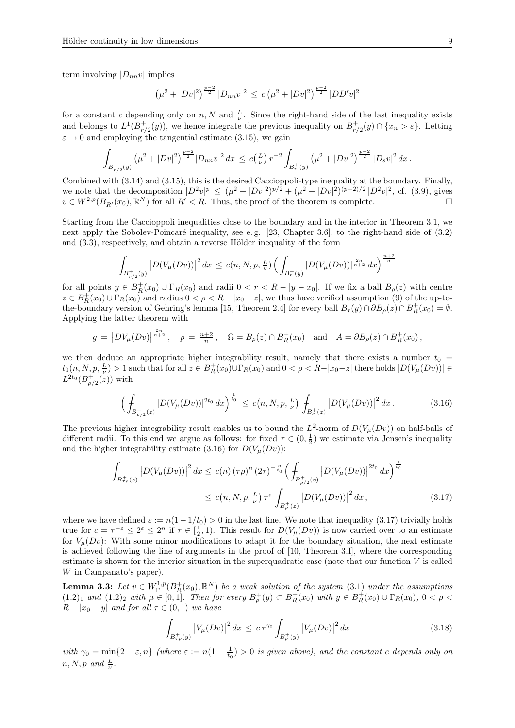term involving $|D_{nn}v|$ implies

$$\big(\mu^2 + |Dv|^2\big)^{\frac{p-2}{2}} |D_{nn}v|^2 \,\le\, c\,\big(\mu^2 + |Dv|^2\big)^{\frac{p-2}{2}} |DD'v|^2$$

for a constant $c$ depending only on $n, N$ and $\frac{L}{\nu}$. Since the right-hand side of the last inequality exists and belongs to $L^1(B^+_{r/2}(y))$, we hence integrate the previous inequality on $B^+_{r/2}(y) \cap \{x_n > \varepsilon\}$. Letting $\varepsilon \to 0$ and employing the tangential estimate (3.15), we gain

$$\int_{B^+_{r/2}(y)} \big(\mu^2 + |Dv|^2\big)^{\frac{p-2}{2}} |D_{nn}v|^2 \, dx \,\le\, c\big(\tfrac{L}{\nu}\big)\, r^{-2} \int_{B^+_r(y)} \big(\mu^2 + |Dv|^2\big)^{\frac{p-2}{2}} |D_s v|^2 \, dx\,.$$

Combined with (3.14) and (3.15), this is the desired Caccioppoli-type inequality at the boundary. Finally, we note that the decomposition $|D^2v|^p \,\le\, (\mu^2 + |Dv|^2)^{p/2} + (\mu^2 + |Dv|^2)^{(p-2)/2}\,|D^2v|^2$, cf. (3.9), gives $v \in W^{2,p}(B^+_{R'}(x_0), \mathbb{R}^N)$ for all $R' < R$. Thus, the proof of the theorem is complete. $\square$

Starting from the Caccioppoli inequalities close to the boundary and in the interior in Theorem 3.1, we next apply the Sobolev-Poincaré inequality, see e. g. [23, Chapter 3.6], to the right-hand side of (3.2) and (3.3), respectively, and obtain a reverse Hölder inequality of the form

$$\fint_{B^+_{r/2}(y)} \big|D(V_\mu(Dv))\big|^2 \, dx \,\le\, c(n, N, p, \tfrac{L}{\nu}) \Big( \fint_{B^+_r(y)} |D(V_\mu(Dv))|^{\frac{2n}{n+2}} \, dx \Big)^{\frac{n+2}{n}}$$

for all points $y \in B^+_R(x_0) \cup \Gamma_R(x_0)$ and radii $0 < r < R - |y - x_0|$. If we fix a ball $B_\rho(z)$ with centre $z \in B^+_R(x_0) \cup \Gamma_R(x_0)$ and radius $0 < \rho < R - |x_0 - z|$, we thus have verified assumption (9) of the up-to-the-boundary version of Gehring's lemma [15, Theorem 2.4] for every ball $B_r(y) \cap \partial B_\rho(z) \cap B^+_R(x_0) = \emptyset$. Applying the latter theorem with

$$g \,=\, \big|DV_\mu(Dv)\big|^{\frac{2n}{n+2}}\,, \quad p \,=\, \tfrac{n+2}{n}\,, \quad \Omega = B_\rho(z) \cap B^+_R(x_0) \quad \text{and} \quad A = \partial B_\rho(z) \cap B^+_R(x_0)\,,$$

we then deduce an appropriate higher integrability result, namely that there exists a number $t_0 = t_0(n, N, p, \frac{L}{\nu}) > 1$ such that for all $z \in B^+_R(x_0) \cup \Gamma_R(x_0)$ and $0 < \rho < R - |x_0 - z|$ there holds $|D(V_\mu(Dv))| \in L^{2t_0}(B^+_{\rho/2}(z))$ with

$$\Big( \fint_{B^+_{\rho/2}(z)} |D(V_\mu(Dv))|^{2t_0} \, dx \Big)^{\frac{1}{t_0}} \,\le\, c\big(n, N, p, \tfrac{L}{\nu}\big) \fint_{B^+_\rho(z)} \big|D(V_\mu(Dv))\big|^2 \, dx\,. \tag{3.16}$$

The previous higher integrability result enables us to bound the $L^2$-norm of $D(V_\mu(Dv))$ on half-balls of different radii. To this end we argue as follows: for fixed $\tau \in (0, \frac{1}{2})$ we estimate via Jensen's inequality and the higher integrability estimate (3.16) for $D(V_\mu(Dv))$:

$$\begin{aligned}
\int_{B^+_{\tau\rho}(z)} \big|D(V_\mu(Dv))\big|^2 \, dx &\le c(n)\,(\tau\rho)^n\,(2\tau)^{-\frac{n}{t_0}} \Big( \fint_{B^+_{\rho/2}(z)} \big|D(V_\mu(Dv))\big|^{2t_0} \, dx \Big)^{\frac{1}{t_0}} \\
&\le c\big(n, N, p, \tfrac{L}{\nu}\big)\, \tau^{\varepsilon} \int_{B^+_\rho(z)} \big|D(V_\mu(Dv))\big|^2 \, dx\,,
\end{aligned} \tag{3.17}$$

where we have defined $\varepsilon := n(1 - 1/t_0) > 0$ in the last line. We note that inequality (3.17) trivially holds true for $c = \tau^{-\varepsilon} \le 2^{\varepsilon} \le 2^n$ if $\tau \in [\frac{1}{2}, 1)$. This result for $D(V_\mu(Dv))$ is now carried over to an estimate for $V_\mu(Dv)$: With some minor modifications to adapt it for the boundary situation, the next estimate is achieved following the line of arguments in the proof of [10, Theorem 3.I], where the corresponding estimate is shown for the interior situation in the superquadratic case (note that our function $V$ is called $W$ in Campanato's paper).

**Lemma 3.3:** *Let $v \in W^{1,p}_\Gamma(B^+_R(x_0), \mathbb{R}^N)$ be a weak solution of the system (3.1) under the assumptions $(1.2)_1$ and $(1.2)_2$ with $\mu \in [0, 1]$. Then for every $B^+_\rho(y) \subset B^+_R(x_0)$ with $y \in B^+_R(x_0) \cup \Gamma_R(x_0)$, $0 < \rho < R - |x_0 - y|$ and for all $\tau \in (0, 1)$ we have*

$$\int_{B^+_{\tau\rho}(y)} \big|V_\mu(Dv)\big|^2 \, dx \,\le\, c\,\tau^{\gamma_0} \int_{B^+_\rho(y)} \big|V_\mu(Dv)\big|^2 \, dx \tag{3.18}$$

*with $\gamma_0 = \min\{2 + \varepsilon, n\}$ (where $\varepsilon := n(1 - \frac{1}{t_0}) > 0$ is given above), and the constant $c$ depends only on $n, N, p$ and $\frac{L}{\nu}$.*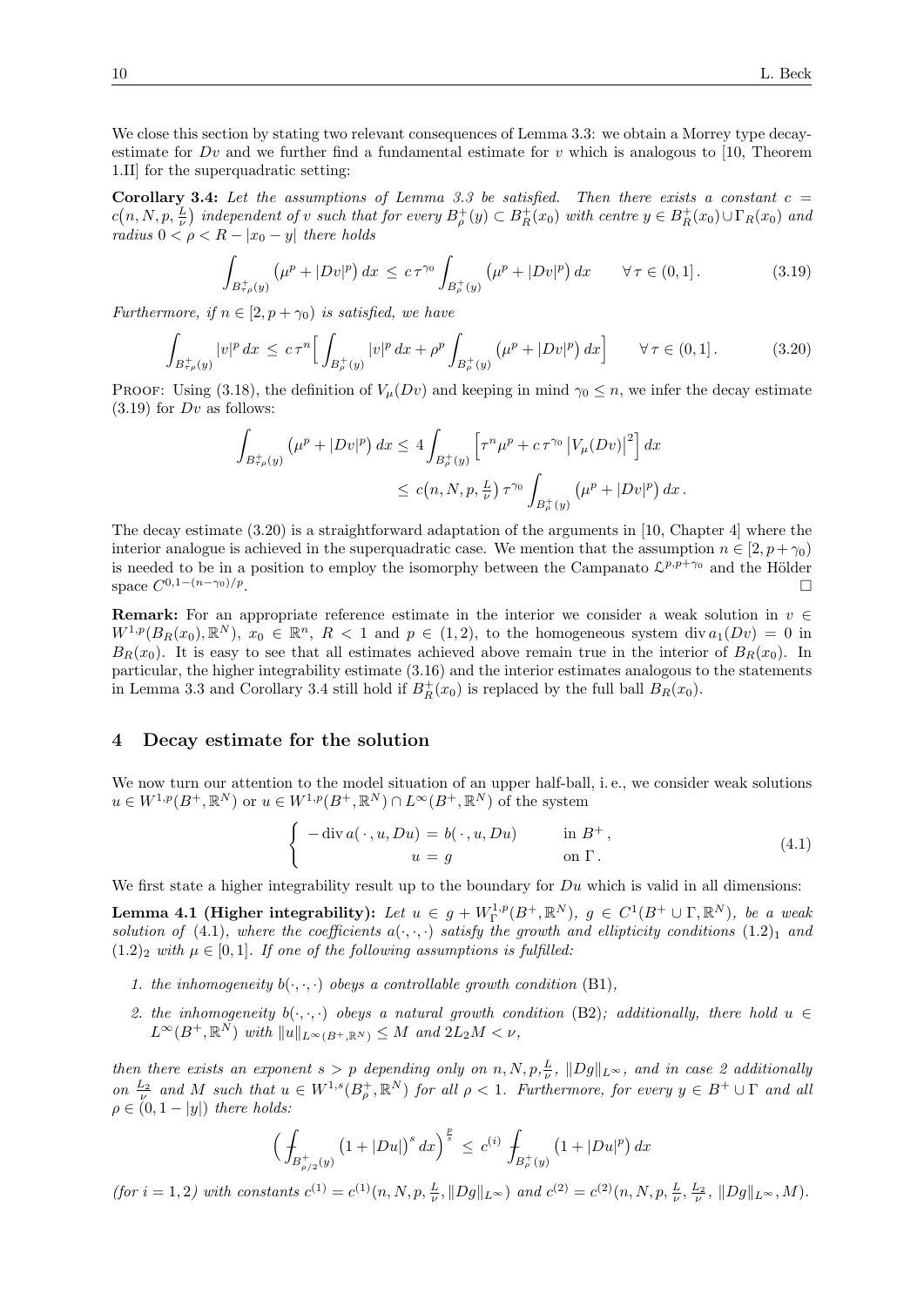We close this section by stating two relevant consequences of Lemma 3.3: we obtain a Morrey type decay-estimate for $Dv$ and we further find a fundamental estimate for $v$ which is analogous to [10, Theorem 1.II] for the superquadratic setting:

**Corollary 3.4:** *Let the assumptions of Lemma 3.3 be satisfied. Then there exists a constant $c = c\big(n,N,p,\frac{L}{\nu}\big)$ independent of $v$ such that for every $B^+_\rho(y) \subset B^+_R(x_0)$ with centre $y \in B^+_R(x_0) \cup \Gamma_R(x_0)$ and radius $0 < \rho < R - |x_0 - y|$ there holds*

$$\int_{B^+_{\tau\rho}(y)} \big(\mu^p + |Dv|^p\big)\,dx \;\le\; c\,\tau^{\gamma_0} \int_{B^+_\rho(y)} \big(\mu^p + |Dv|^p\big)\,dx \qquad \forall\, \tau \in (0,1]\,. \tag{3.19}$$

*Furthermore, if $n \in [2, p+\gamma_0)$ is satisfied, we have*

$$\int_{B^+_{\tau\rho}(y)} |v|^p\,dx \;\le\; c\,\tau^n \Big[\int_{B^+_\rho(y)} |v|^p\,dx + \rho^p \int_{B^+_\rho(y)} \big(\mu^p + |Dv|^p\big)\,dx\Big] \qquad \forall\, \tau \in (0,1]\,. \tag{3.20}$$

Proof: Using (3.18), the definition of $V_\mu(Dv)$ and keeping in mind $\gamma_0 \le n$, we infer the decay estimate (3.19) for $Dv$ as follows:

$$\begin{aligned}
\int_{B^+_{\tau\rho}(y)} \big(\mu^p + |Dv|^p\big)\,dx &\le 4 \int_{B^+_\rho(y)} \Big[\tau^n \mu^p + c\,\tau^{\gamma_0}\,\big|V_\mu(Dv)\big|^2\Big]\,dx \\
&\le\; c\big(n,N,p,\tfrac{L}{\nu}\big)\,\tau^{\gamma_0} \int_{B^+_\rho(y)} \big(\mu^p + |Dv|^p\big)\,dx\,.
\end{aligned}$$

The decay estimate (3.20) is a straightforward adaptation of the arguments in [10, Chapter 4] where the interior analogue is achieved in the superquadratic case. We mention that the assumption $n \in [2, p+\gamma_0)$ is needed to be in a position to employ the isomorphy between the Campanato $\mathcal{L}^{p,p+\gamma_0}$ and the Hölder space $C^{0,1-(n-\gamma_0)/p}$. □

**Remark:** For an appropriate reference estimate in the interior we consider a weak solution in $v \in W^{1,p}(B_R(x_0),\mathbb{R}^N)$, $x_0 \in \mathbb{R}^n$, $R < 1$ and $p \in (1,2)$, to the homogeneous system $\operatorname{div} a_1(Dv) = 0$ in $B_R(x_0)$. It is easy to see that all estimates achieved above remain true in the interior of $B_R(x_0)$. In particular, the higher integrability estimate (3.16) and the interior estimates analogous to the statements in Lemma 3.3 and Corollary 3.4 still hold if $B^+_R(x_0)$ is replaced by the full ball $B_R(x_0)$.

## 4 Decay estimate for the solution

We now turn our attention to the model situation of an upper half-ball, i. e., we consider weak solutions $u \in W^{1,p}(B^+,\mathbb{R}^N)$ or $u \in W^{1,p}(B^+,\mathbb{R}^N) \cap L^\infty(B^+,\mathbb{R}^N)$ of the system

$$\begin{cases} -\operatorname{div} a(\,\cdot\,,u,Du) = b(\,\cdot\,,u,Du) & \text{in } B^+\,, \\ \qquad\qquad\quad u = g & \text{on } \Gamma\,. \end{cases} \tag{4.1}$$

We first state a higher integrability result up to the boundary for $Du$ which is valid in all dimensions:

**Lemma 4.1 (Higher integrability):** *Let $u \in g + W^{1,p}_\Gamma(B^+,\mathbb{R}^N)$, $g \in C^1(B^+ \cup \Gamma,\mathbb{R}^N)$, be a weak solution of (4.1), where the coefficients $a(\cdot,\cdot,\cdot)$ satisfy the growth and ellipticity conditions $(1.2)_1$ and $(1.2)_2$ with $\mu \in [0,1]$. If one of the following assumptions is fulfilled:*

1. *the inhomogeneity $b(\cdot,\cdot,\cdot)$ obeys a controllable growth condition (B1),*
2. *the inhomogeneity $b(\cdot,\cdot,\cdot)$ obeys a natural growth condition (B2); additionally, there hold $u \in L^\infty(B^+,\mathbb{R}^N)$ with $\|u\|_{L^\infty(B^+,\mathbb{R}^N)} \le M$ and $2L_2 M < \nu$,*

*then there exists an exponent $s > p$ depending only on $n,N,p,\frac{L}{\nu}$, $\|Dg\|_{L^\infty}$, and in case 2 additionally on $\frac{L_2}{\nu}$ and $M$ such that $u \in W^{1,s}(B^+_\rho,\mathbb{R}^N)$ for all $\rho < 1$. Furthermore, for every $y \in B^+ \cup \Gamma$ and all $\rho \in (0, 1-|y|)$ there holds:*

$$\Big(\fint_{B^+_{\rho/2}(y)} \big(1 + |Du|\big)^s\,dx\Big)^{\frac{p}{s}} \;\le\; c^{(i)} \fint_{B^+_\rho(y)} \big(1 + |Du|^p\big)\,dx$$

*(for $i = 1,2$) with constants $c^{(1)} = c^{(1)}(n,N,p,\frac{L}{\nu},\|Dg\|_{L^\infty})$ and $c^{(2)} = c^{(2)}(n,N,p,\frac{L}{\nu},\frac{L_2}{\nu},\|Dg\|_{L^\infty},M)$.*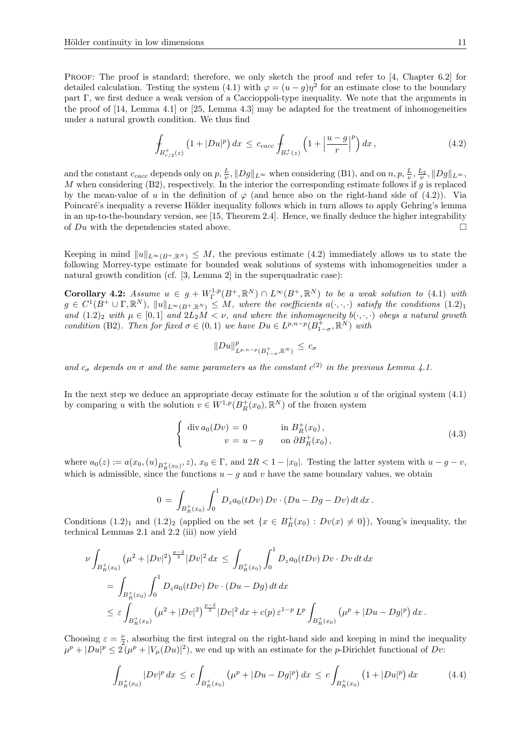PROOF: The proof is standard; therefore, we only sketch the proof and refer to [4, Chapter 6.2] for detailed calculation. Testing the system (4.1) with $\varphi = (u-g)\eta^2$ for an estimate close to the boundary part $\Gamma$, we first deduce a weak version of a Caccioppoli-type inequality. We note that the arguments in the proof of [14, Lemma 4.1] or [25, Lemma 4.3] may be adapted for the treatment of inhomogeneities under a natural growth condition. We thus find

$$
\fint_{B^+_{r/2}(z)} \big(1 + |Du|^p\big)\, dx \;\le\; c_{cacc} \fint_{B^+_r(z)} \Big(1 + \Big|\frac{u-g}{r}\Big|^p\Big)\, dx\,, \tag{4.2}
$$

and the constant $c_{cacc}$ depends only on $p, \frac{L}{\nu}, \|Dg\|_{L^\infty}$ when considering (B1), and on $n, p, \frac{L}{\nu}, \frac{L_2}{\nu}, \|Dg\|_{L^\infty}$, $M$ when considering (B2), respectively. In the interior the corresponding estimate follows if $g$ is replaced by the mean-value of $u$ in the definition of $\varphi$ (and hence also on the right-hand side of (4.2)). Via Poincaré's inequality a reverse Hölder inequality follows which in turn allows to apply Gehring's lemma in an up-to-the-boundary version, see [15, Theorem 2.4]. Hence, we finally deduce the higher integrability of $Du$ with the dependencies stated above. □

Keeping in mind $\|u\|_{L^\infty(B^+,\mathbb{R}^N)} \le M$, the previous estimate (4.2) immediately allows us to state the following Morrey-type estimate for bounded weak solutions of systems with inhomogeneities under a natural growth condition (cf. [3, Lemma 2] in the superquadratic case):

**Corollary 4.2:** *Assume $u \in g + W^{1,p}_\Gamma(B^+,\mathbb{R}^N) \cap L^\infty(B^+,\mathbb{R}^N)$ to be a weak solution to (4.1) with $g \in C^1(B^+ \cup \Gamma, \mathbb{R}^N)$, $\|u\|_{L^\infty(B^+,\mathbb{R}^N)} \le M$, where the coefficients $a(\cdot,\cdot,\cdot)$ satisfy the conditions $(1.2)_1$ and $(1.2)_2$ with $\mu \in [0,1]$ and $2L_2M < \nu$, and where the inhomogeneity $b(\cdot,\cdot,\cdot)$ obeys a natural growth condition (B2). Then for fixed $\sigma \in (0,1)$ we have $Du \in L^{p,n-p}(B^+_{1-\sigma},\mathbb{R}^N)$ with*

$$
\|Du\|^p_{L^{p,n-p}(B^+_{1-\sigma},\mathbb{R}^N)} \;\le\; c_\sigma
$$

*and $c_\sigma$ depends on $\sigma$ and the same parameters as the constant $c^{(2)}$ in the previous Lemma 4.1.*

In the next step we deduce an appropriate decay estimate for the solution $u$ of the original system (4.1) by comparing $u$ with the solution $v \in W^{1,p}(B^+_R(x_0),\mathbb{R}^N)$ of the frozen system

$$
\begin{cases} \operatorname{div} a_0(Dv) \,=\, 0 & \text{in } B^+_R(x_0)\,,\\ \qquad\quad v \,=\, u-g & \text{on } \partial B^+_R(x_0)\,, \end{cases} \tag{4.3}
$$

where $a_0(z) := a(x_0, (u)_{B^+_R(x_0)}, z)$, $x_0 \in \Gamma$, and $2R < 1 - |x_0|$. Testing the latter system with $u - g - v$, which is admissible, since the functions $u-g$ and $v$ have the same boundary values, we obtain

$$
0 \,=\, \int_{B^+_R(x_0)} \int_0^1 D_z a_0(tDv)\, Dv \cdot (Du - Dg - Dv)\, dt\, dx\,.
$$

Conditions $(1.2)_1$ and $(1.2)_2$ (applied on the set $\{x \in B^+_R(x_0) : Dv(x) \neq 0\}$), Young's inequality, the technical Lemmas 2.1 and 2.2 (iii) now yield

$$
\begin{aligned}
\nu \int_{B^+_R(x_0)} \big(\mu^2 + |Dv|^2\big)^{\frac{p-2}{2}} |Dv|^2\, dx \;&\le\; \int_{B^+_R(x_0)} \int_0^1 D_z a_0(tDv)\, Dv \cdot Dv\, dt\, dx\\
&= \int_{B^+_R(x_0)} \int_0^1 D_z a_0(tDv)\, Dv \cdot (Du - Dg)\, dt\, dx\\
&\le \varepsilon \int_{B^+_R(x_0)} \big(\mu^2 + |Dv|^2\big)^{\frac{p-2}{2}} |Dv|^2\, dx + c(p)\, \varepsilon^{1-p}\, L^p \int_{B^+_R(x_0)} \big(\mu^p + |Du - Dg|^p\big)\, dx\,.
\end{aligned}
$$

Choosing $\varepsilon = \frac{\nu}{2}$, absorbing the first integral on the right-hand side and keeping in mind the inequality $\mu^p + |Du|^p \le 2(\mu^p + |V_\mu(Du)|^2)$, we end up with an estimate for the $p$-Dirichlet functional of $Dv$:

$$
\int_{B^+_R(x_0)} |Dv|^p\, dx \;\le\; c \int_{B^+_R(x_0)} \big(\mu^p + |Du - Dg|^p\big)\, dx \;\le\; c \int_{B^+_R(x_0)} \big(1 + |Du|^p\big)\, dx \tag{4.4}
$$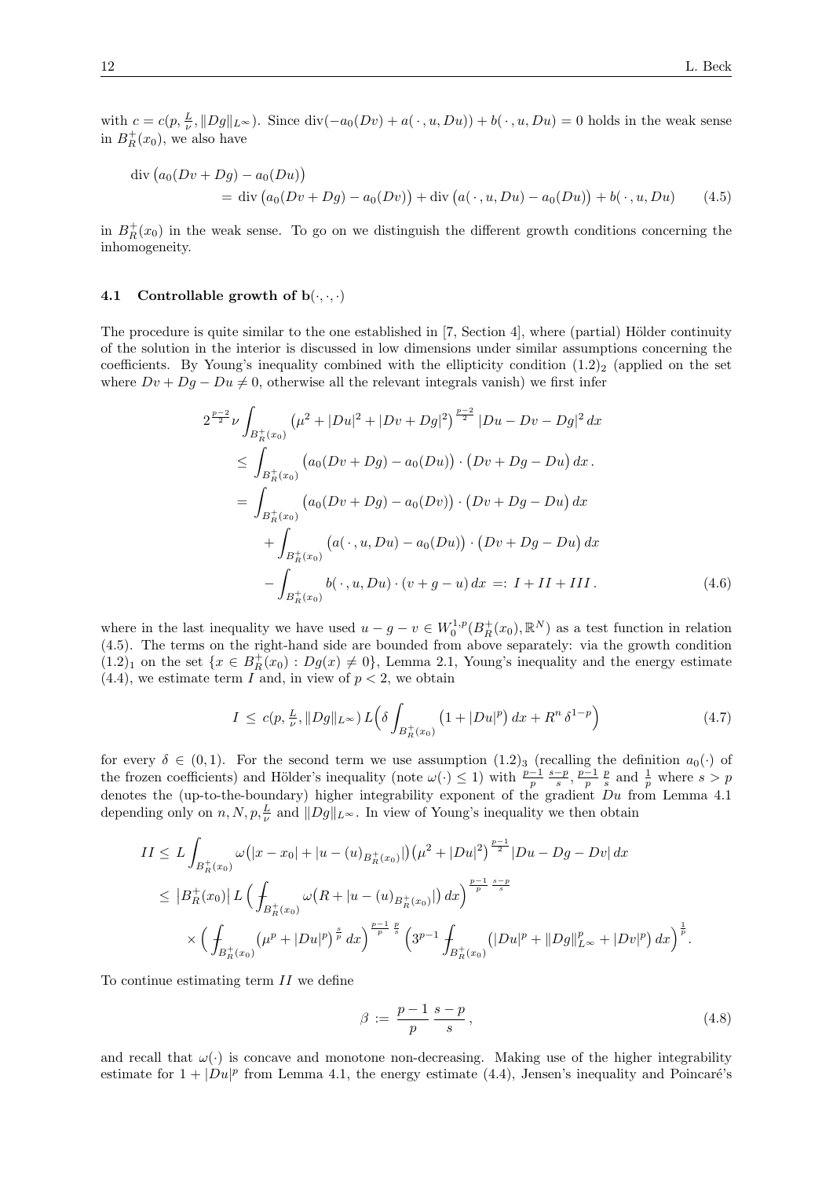with $c = c(p, \frac{L}{\nu}, \|Dg\|_{L^\infty})$. Since $\operatorname{div}(-a_0(Dv) + a(\,\cdot\,, u, Du)) + b(\,\cdot\,, u, Du) = 0$ holds in the weak sense in $B_R^+(x_0)$, we also have

$$
\begin{aligned}
\operatorname{div}\big(a_0(Dv + Dg) - a_0(Du)\big) \\
= \operatorname{div}\big(a_0(Dv + Dg) - a_0(Dv)\big) + \operatorname{div}\big(a(\,\cdot\,, u, Du) - a_0(Du)\big) + b(\,\cdot\,, u, Du) \qquad (4.5)
\end{aligned}
$$

in $B_R^+(x_0)$ in the weak sense. To go on we distinguish the different growth conditions concerning the inhomogeneity.

### 4.1 Controllable growth of $\mathbf{b}(\cdot,\cdot,\cdot)$

The procedure is quite similar to the one established in [7, Section 4], where (partial) Hölder continuity of the solution in the interior is discussed in low dimensions under similar assumptions concerning the coefficients. By Young's inequality combined with the ellipticity condition $(1.2)_2$ (applied on the set where $Dv + Dg - Du \neq 0$, otherwise all the relevant integrals vanish) we first infer

$$
\begin{aligned}
2^{\frac{p-2}{2}}\nu \int_{B_R^+(x_0)} &\big(\mu^2 + |Du|^2 + |Dv + Dg|^2\big)^{\frac{p-2}{2}} |Du - Dv - Dg|^2\,dx \\
&\leq \int_{B_R^+(x_0)} \big(a_0(Dv + Dg) - a_0(Du)\big) \cdot \big(Dv + Dg - Du\big)\,dx\,. \\
&= \int_{B_R^+(x_0)} \big(a_0(Dv + Dg) - a_0(Dv)\big) \cdot \big(Dv + Dg - Du\big)\,dx \\
&\quad + \int_{B_R^+(x_0)} \big(a(\,\cdot\,, u, Du) - a_0(Du)\big) \cdot \big(Dv + Dg - Du\big)\,dx \\
&\quad - \int_{B_R^+(x_0)} b(\,\cdot\,, u, Du) \cdot (v + g - u)\,dx \;=:\; I + II + III\,. \qquad (4.6)
\end{aligned}
$$

where in the last inequality we have used $u - g - v \in W_0^{1,p}(B_R^+(x_0), \mathbb{R}^N)$ as a test function in relation (4.5). The terms on the right-hand side are bounded from above separately: via the growth condition $(1.2)_1$ on the set $\{x \in B_R^+(x_0) : Dg(x) \neq 0\}$, Lemma 2.1, Young's inequality and the energy estimate (4.4), we estimate term $I$ and, in view of $p < 2$, we obtain

$$
I \;\leq\; c(p, \tfrac{L}{\nu}, \|Dg\|_{L^\infty})\, L\Big(\delta \int_{B_R^+(x_0)} \big(1 + |Du|^p\big)\,dx + R^n\,\delta^{1-p}\Big) \qquad (4.7)
$$

for every $\delta \in (0, 1)$. For the second term we use assumption $(1.2)_3$ (recalling the definition $a_0(\cdot)$ of the frozen coefficients) and Hölder's inequality (note $\omega(\cdot) \leq 1$) with $\frac{p-1}{p}\,\frac{s-p}{s}$, $\frac{p-1}{p}\,\frac{p}{s}$ and $\frac{1}{p}$ where $s > p$ denotes the (up-to-the-boundary) higher integrability exponent of the gradient $Du$ from Lemma 4.1 depending only on $n, N, p, \frac{L}{\nu}$ and $\|Dg\|_{L^\infty}$. In view of Young's inequality we then obtain

$$
\begin{aligned}
II &\leq L \int_{B_R^+(x_0)} \omega\big(|x - x_0| + |u - (u)_{B_R^+(x_0)}|\big)\big(\mu^2 + |Du|^2\big)^{\frac{p-1}{2}} |Du - Dg - Dv|\,dx \\
&\leq \big|B_R^+(x_0)\big|\, L\, \Big(\fint_{B_R^+(x_0)} \omega\big(R + |u - (u)_{B_R^+(x_0)}|\big)\,dx\Big)^{\frac{p-1}{p}\,\frac{s-p}{s}} \\
&\quad \times \Big(\fint_{B_R^+(x_0)} \big(\mu^p + |Du|^p\big)^{\frac{s}{p}}\,dx\Big)^{\frac{p-1}{p}\,\frac{p}{s}} \Big(3^{p-1} \fint_{B_R^+(x_0)} \big(|Du|^p + \|Dg\|_{L^\infty}^p + |Dv|^p\big)\,dx\Big)^{\frac{1}{p}}.
\end{aligned}
$$

To continue estimating term $II$ we define

$$
\beta \;:=\; \frac{p-1}{p}\,\frac{s-p}{s}\,, \qquad (4.8)
$$

and recall that $\omega(\cdot)$ is concave and monotone non-decreasing. Making use of the higher integrability estimate for $1 + |Du|^p$ from Lemma 4.1, the energy estimate (4.4), Jensen's inequality and Poincaré's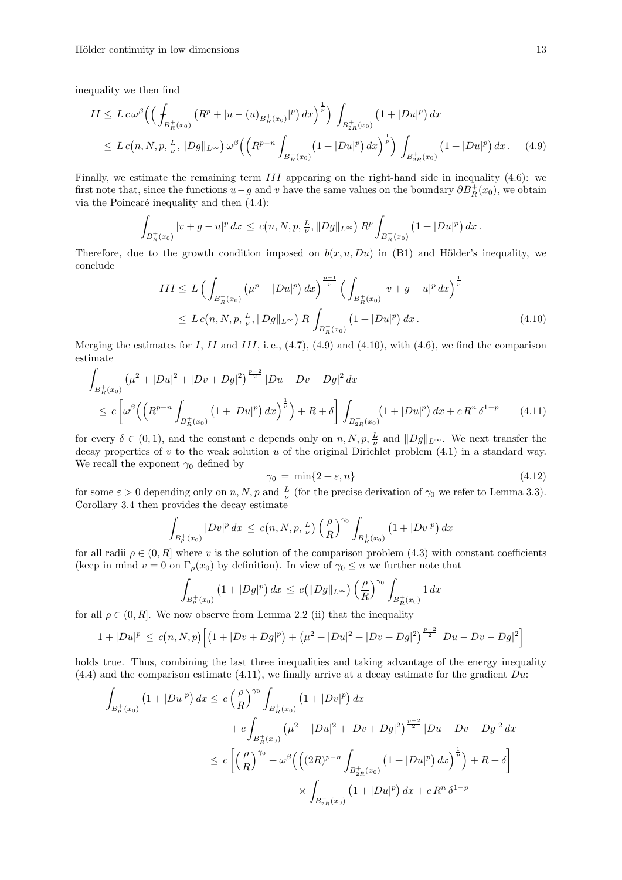inequality we then find

$$
\begin{aligned}
II &\leq L\, c\, \omega^{\beta}\Big( \Big( \fint_{B_R^+(x_0)} \big(R^p + |u-(u)_{B_R^+(x_0)}|^p\big)\, dx \Big)^{\frac{1}{p}} \Big) \int_{B_{2R}^+(x_0)} \big(1+|Du|^p\big)\, dx \\
&\leq L\, c\big(n,N,p,\tfrac{L}{\nu},\|Dg\|_{L^\infty}\big)\, \omega^{\beta}\Big( \Big( R^{p-n} \int_{B_R^+(x_0)} \big(1+|Du|^p\big)\, dx \Big)^{\frac{1}{p}} \Big) \int_{B_{2R}^+(x_0)} \big(1+|Du|^p\big)\, dx\,. \qquad (4.9)
\end{aligned}
$$

Finally, we estimate the remaining term $III$ appearing on the right-hand side in inequality (4.6): we first note that, since the functions $u-g$ and $v$ have the same values on the boundary $\partial B_R^+(x_0)$, we obtain via the Poincaré inequality and then (4.4):

$$
\int_{B_R^+(x_0)} |v+g-u|^p\, dx \,\leq\, c\big(n,N,p,\tfrac{L}{\nu},\|Dg\|_{L^\infty}\big)\, R^p \int_{B_R^+(x_0)} \big(1+|Du|^p\big)\, dx\,.
$$

Therefore, due to the growth condition imposed on $b(x,u,Du)$ in (B1) and Hölder's inequality, we conclude

$$
\begin{aligned}
III &\leq L \Big( \int_{B_R^+(x_0)} \big(\mu^p + |Du|^p\big)\, dx \Big)^{\frac{p-1}{p}} \Big( \int_{B_R^+(x_0)} |v+g-u|^p\, dx \Big)^{\frac{1}{p}} \\
&\leq L\, c\big(n,N,p,\tfrac{L}{\nu},\|Dg\|_{L^\infty}\big)\, R \int_{B_R^+(x_0)} \big(1+|Du|^p\big)\, dx\,. \qquad (4.10)
\end{aligned}
$$

Merging the estimates for $I$, $II$ and $III$, i.e., (4.7), (4.9) and (4.10), with (4.6), we find the comparison estimate

$$
\begin{aligned}
&\int_{B_R^+(x_0)} \big(\mu^2 + |Du|^2 + |Dv+Dg|^2\big)^{\frac{p-2}{2}} |Du-Dv-Dg|^2\, dx \\
&\quad\leq c \Big[ \omega^{\beta}\Big( \Big( R^{p-n} \int_{B_R^+(x_0)} \big(1+|Du|^p\big)\, dx \Big)^{\frac{1}{p}} \Big) + R + \delta \Big] \int_{B_{2R}^+(x_0)} \big(1+|Du|^p\big)\, dx + c\, R^n\, \delta^{1-p} \qquad (4.11)
\end{aligned}
$$

for every $\delta \in (0,1)$, and the constant $c$ depends only on $n, N, p, \frac{L}{\nu}$ and $\|Dg\|_{L^\infty}$. We next transfer the decay properties of $v$ to the weak solution $u$ of the original Dirichlet problem (4.1) in a standard way. We recall the exponent $\gamma_0$ defined by

$$
\gamma_0 \,=\, \min\{2+\varepsilon, n\} \qquad (4.12)
$$

for some $\varepsilon > 0$ depending only on $n, N, p$ and $\frac{L}{\nu}$ (for the precise derivation of $\gamma_0$ we refer to Lemma 3.3). Corollary 3.4 then provides the decay estimate

$$
\int_{B_\rho^+(x_0)} |Dv|^p\, dx \,\leq\, c\big(n,N,p,\tfrac{L}{\nu}\big) \Big(\frac{\rho}{R}\Big)^{\gamma_0} \int_{B_R^+(x_0)} \big(1+|Dv|^p\big)\, dx
$$

for all radii $\rho \in (0,R]$ where $v$ is the solution of the comparison problem (4.3) with constant coefficients (keep in mind $v=0$ on $\Gamma_\rho(x_0)$ by definition). In view of $\gamma_0 \leq n$ we further note that

$$
\int_{B_\rho^+(x_0)} \big(1+|Dg|^p\big)\, dx \,\leq\, c\big(\|Dg\|_{L^\infty}\big) \Big(\frac{\rho}{R}\Big)^{\gamma_0} \int_{B_R^+(x_0)} 1\, dx
$$

for all $\rho \in (0,R]$. We now observe from Lemma 2.2 (ii) that the inequality

$$
1+|Du|^p \,\leq\, c\big(n,N,p\big) \Big[ \big(1+|Dv+Dg|^p\big) + \big(\mu^2+|Du|^2+|Dv+Dg|^2\big)^{\frac{p-2}{2}} |Du-Dv-Dg|^2 \Big]
$$

holds true. Thus, combining the last three inequalities and taking advantage of the energy inequality (4.4) and the comparison estimate (4.11), we finally arrive at a decay estimate for the gradient $Du$:

$$
\begin{aligned}
\int_{B_\rho^+(x_0)} \big(1+|Du|^p\big)\, dx &\leq c \Big(\frac{\rho}{R}\Big)^{\gamma_0} \int_{B_R^+(x_0)} \big(1+|Dv|^p\big)\, dx \\
&\qquad + c \int_{B_R^+(x_0)} \big(\mu^2+|Du|^2+|Dv+Dg|^2\big)^{\frac{p-2}{2}} |Du-Dv-Dg|^2\, dx \\
&\leq c \Big[ \Big(\frac{\rho}{R}\Big)^{\gamma_0} + \omega^{\beta}\Big( \Big( (2R)^{p-n} \int_{B_{2R}^+(x_0)} \big(1+|Du|^p\big)\, dx \Big)^{\frac{1}{p}} \Big) + R + \delta \Big] \\
&\qquad \times \int_{B_{2R}^+(x_0)} \big(1+|Du|^p\big)\, dx + c\, R^n\, \delta^{1-p}
\end{aligned}
$$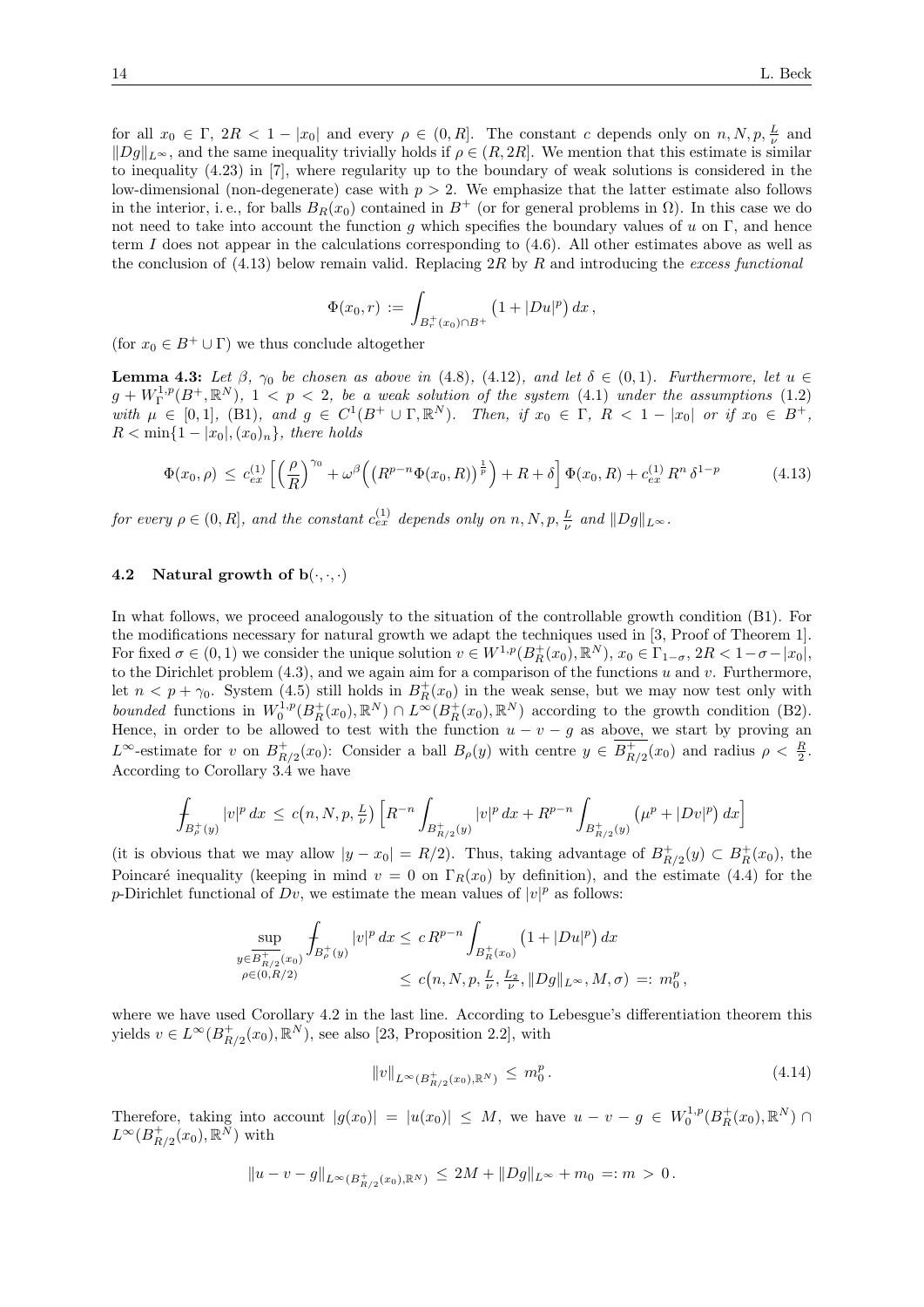for all $x_0 \in \Gamma$, $2R < 1 - |x_0|$ and every $\rho \in (0, R]$. The constant $c$ depends only on $n, N, p, \frac{L}{\nu}$ and $\|Dg\|_{L^\infty}$, and the same inequality trivially holds if $\rho \in (R, 2R]$. We mention that this estimate is similar to inequality (4.23) in [7], where regularity up to the boundary of weak solutions is considered in the low-dimensional (non-degenerate) case with $p > 2$. We emphasize that the latter estimate also follows in the interior, i. e., for balls $B_R(x_0)$ contained in $B^+$ (or for general problems in $\Omega$). In this case we do not need to take into account the function $g$ which specifies the boundary values of $u$ on $\Gamma$, and hence term $I$ does not appear in the calculations corresponding to (4.6). All other estimates above as well as the conclusion of (4.13) below remain valid. Replacing $2R$ by $R$ and introducing the *excess functional*

$$\Phi(x_0, r) := \int_{B_r^+(x_0) \cap B^+} \big(1 + |Du|^p\big)\, dx\,,$$

(for $x_0 \in B^+ \cup \Gamma$) we thus conclude altogether

**Lemma 4.3:** *Let $\beta$, $\gamma_0$ be chosen as above in (4.8), (4.12), and let $\delta \in (0,1)$. Furthermore, let $u \in g + W^{1,p}_\Gamma(B^+, \mathbb{R}^N)$, $1 < p < 2$, be a weak solution of the system (4.1) under the assumptions (1.2) with $\mu \in [0,1]$, (B1), and $g \in C^1(B^+ \cup \Gamma, \mathbb{R}^N)$. Then, if $x_0 \in \Gamma$, $R < 1 - |x_0|$ or if $x_0 \in B^+$, $R < \min\{1 - |x_0|, (x_0)_n\}$, there holds*

$$\Phi(x_0, \rho) \le c_{ex}^{(1)} \Big[ \Big(\frac{\rho}{R}\Big)^{\gamma_0} + \omega^\beta\Big( \big(R^{p-n} \Phi(x_0, R)\big)^{\frac{1}{p}} \Big) + R + \delta \Big]\, \Phi(x_0, R) + c_{ex}^{(1)}\, R^n\, \delta^{1-p} \tag{4.13}$$

*for every $\rho \in (0, R]$, and the constant $c_{ex}^{(1)}$ depends only on $n, N, p, \frac{L}{\nu}$ and $\|Dg\|_{L^\infty}$.*

### 4.2 Natural growth of $\mathbf{b}(\cdot,\cdot,\cdot)$

In what follows, we proceed analogously to the situation of the controllable growth condition (B1). For the modifications necessary for natural growth we adapt the techniques used in [3, Proof of Theorem 1]. For fixed $\sigma \in (0,1)$ we consider the unique solution $v \in W^{1,p}(B_R^+(x_0), \mathbb{R}^N)$, $x_0 \in \Gamma_{1-\sigma}$, $2R < 1 - \sigma - |x_0|$, to the Dirichlet problem (4.3), and we again aim for a comparison of the functions $u$ and $v$. Furthermore, let $n < p + \gamma_0$. System (4.5) still holds in $B_R^+(x_0)$ in the weak sense, but we may now test only with *bounded* functions in $W_0^{1,p}(B_R^+(x_0), \mathbb{R}^N) \cap L^\infty(B_R^+(x_0), \mathbb{R}^N)$ according to the growth condition (B2). Hence, in order to be allowed to test with the function $u - v - g$ as above, we start by proving an $L^\infty$-estimate for $v$ on $B_{R/2}^+(x_0)$: Consider a ball $B_\rho(y)$ with centre $y \in \overline{B_{R/2}^+}(x_0)$ and radius $\rho < \frac{R}{2}$. According to Corollary 3.4 we have

$$-\!\!\!\!\!\!\int_{B_\rho^+(y)} |v|^p\, dx \le c\big(n, N, p, \tfrac{L}{\nu}\big) \Big[ R^{-n} \int_{B_{R/2}^+(y)} |v|^p\, dx + R^{p-n} \int_{B_{R/2}^+(y)} \big(\mu^p + |Dv|^p\big)\, dx \Big]$$

(it is obvious that we may allow $|y - x_0| = R/2$). Thus, taking advantage of $B_{R/2}^+(y) \subset B_R^+(x_0)$, the Poincaré inequality (keeping in mind $v = 0$ on $\Gamma_R(x_0)$ by definition), and the estimate (4.4) for the $p$-Dirichlet functional of $Dv$, we estimate the mean values of $|v|^p$ as follows:

$$\begin{aligned}
\sup_{\substack{y \in \overline{B_{R/2}^+}(x_0) \\ \rho \in (0, R/2)}} -\!\!\!\!\!\!\int_{B_\rho^+(y)} |v|^p\, dx &\le c\, R^{p-n} \int_{B_R^+(x_0)} \big(1 + |Du|^p\big)\, dx \\
&\le c\big(n, N, p, \tfrac{L}{\nu}, \tfrac{L_2}{\nu}, \|Dg\|_{L^\infty}, M, \sigma\big) =: m_0^p\,,
\end{aligned}$$

where we have used Corollary 4.2 in the last line. According to Lebesgue's differentiation theorem this yields $v \in L^\infty(B_{R/2}^+(x_0), \mathbb{R}^N)$, see also [23, Proposition 2.2], with

$$\|v\|_{L^\infty(B_{R/2}^+(x_0), \mathbb{R}^N)} \le m_0^p\,. \tag{4.14}$$

Therefore, taking into account $|g(x_0)| = |u(x_0)| \le M$, we have $u - v - g \in W_0^{1,p}(B_R^+(x_0), \mathbb{R}^N) \cap L^\infty(B_{R/2}^+(x_0), \mathbb{R}^N)$ with

$$\|u - v - g\|_{L^\infty(B_{R/2}^+(x_0), \mathbb{R}^N)} \le 2M + \|Dg\|_{L^\infty} + m_0 =: m > 0\,.$$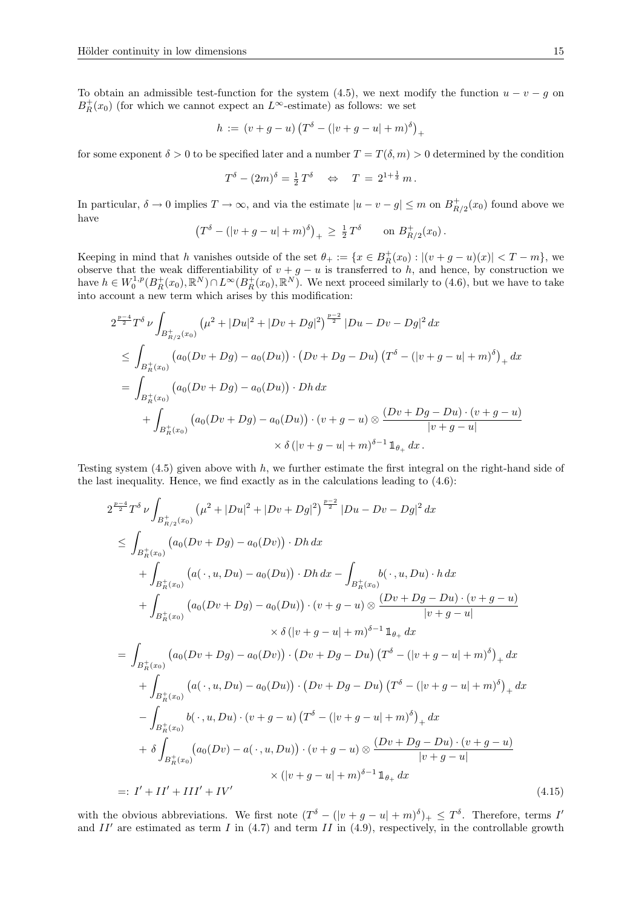To obtain an admissible test-function for the system (4.5), we next modify the function $u - v - g$ on $B_R^+(x_0)$ (for which we cannot expect an $L^\infty$-estimate) as follows: we set

$$
h := (v + g - u)\left(T^\delta - (|v + g - u| + m)^\delta\right)_+
$$

for some exponent $\delta > 0$ to be specified later and a number $T = T(\delta, m) > 0$ determined by the condition

$$
T^\delta - (2m)^\delta = \tfrac{1}{2} T^\delta \quad \Leftrightarrow \quad T = 2^{1+\frac{1}{\delta}}\, m\,.
$$

In particular, $\delta \to 0$ implies $T \to \infty$, and via the estimate $|u - v - g| \le m$ on $B_{R/2}^+(x_0)$ found above we have

$$
\left(T^\delta - (|v + g - u| + m)^\delta\right)_+ \ge \tfrac{1}{2} T^\delta \qquad \text{on } B_{R/2}^+(x_0)\,.
$$

Keeping in mind that $h$ vanishes outside of the set $\theta_+ := \{x \in B_R^+(x_0) : |(v + g - u)(x)| < T - m\}$, we observe that the weak differentiability of $v + g - u$ is transferred to $h$, and hence, by construction we have $h \in W_0^{1,p}(B_R^+(x_0), \mathbb{R}^N) \cap L^\infty(B_R^+(x_0), \mathbb{R}^N)$. We next proceed similarly to (4.6), but we have to take into account a new term which arises by this modification:

$$
\begin{aligned}
2^{\frac{p-4}{2}} T^\delta \nu & \int_{B_{R/2}^+(x_0)} \left(\mu^2 + |Du|^2 + |Dv + Dg|^2\right)^{\frac{p-2}{2}} |Du - Dv - Dg|^2\, dx \\
&\le \int_{B_R^+(x_0)} \big(a_0(Dv + Dg) - a_0(Du)\big) \cdot \big(Dv + Dg - Du\big) \left(T^\delta - (|v + g - u| + m)^\delta\right)_+ dx \\
&= \int_{B_R^+(x_0)} \big(a_0(Dv + Dg) - a_0(Du)\big) \cdot Dh\, dx \\
&\quad + \int_{B_R^+(x_0)} \big(a_0(Dv + Dg) - a_0(Du)\big) \cdot (v + g - u) \otimes \frac{(Dv + Dg - Du) \cdot (v + g - u)}{|v + g - u|} \\
&\qquad\qquad \times \delta\, (|v + g - u| + m)^{\delta - 1}\, \mathbb{1}_{\theta_+}\, dx\,.
\end{aligned}
$$

Testing system (4.5) given above with $h$, we further estimate the first integral on the right-hand side of the last inequality. Hence, we find exactly as in the calculations leading to (4.6):

$$
\begin{aligned}
2^{\frac{p-4}{2}} T^\delta \nu & \int_{B_{R/2}^+(x_0)} \left(\mu^2 + |Du|^2 + |Dv + Dg|^2\right)^{\frac{p-2}{2}} |Du - Dv - Dg|^2\, dx \\
&\le \int_{B_R^+(x_0)} \big(a_0(Dv + Dg) - a_0(Dv)\big) \cdot Dh\, dx \\
&\quad + \int_{B_R^+(x_0)} \big(a(\cdot, u, Du) - a_0(Du)\big) \cdot Dh\, dx - \int_{B_R^+(x_0)} b(\cdot, u, Du) \cdot h\, dx \\
&\quad + \int_{B_R^+(x_0)} \big(a_0(Dv + Dg) - a_0(Du)\big) \cdot (v + g - u) \otimes \frac{(Dv + Dg - Du) \cdot (v + g - u)}{|v + g - u|} \\
&\qquad\qquad \times \delta\, (|v + g - u| + m)^{\delta - 1}\, \mathbb{1}_{\theta_+}\, dx \\
&= \int_{B_R^+(x_0)} \big(a_0(Dv + Dg) - a_0(Dv)\big) \cdot \big(Dv + Dg - Du\big) \left(T^\delta - (|v + g - u| + m)^\delta\right)_+ dx \\
&\quad + \int_{B_R^+(x_0)} \big(a(\cdot, u, Du) - a_0(Du)\big) \cdot \big(Dv + Dg - Du\big) \left(T^\delta - (|v + g - u| + m)^\delta\right)_+ dx \\
&\quad - \int_{B_R^+(x_0)} b(\cdot, u, Du) \cdot (v + g - u) \left(T^\delta - (|v + g - u| + m)^\delta\right)_+ dx \\
&\quad + \delta \int_{B_R^+(x_0)} \big(a_0(Dv) - a(\cdot, u, Du)\big) \cdot (v + g - u) \otimes \frac{(Dv + Dg - Du) \cdot (v + g - u)}{|v + g - u|} \\
&\qquad\qquad \times (|v + g - u| + m)^{\delta - 1}\, \mathbb{1}_{\theta_+}\, dx \\
&=: I' + II' + III' + IV'
\end{aligned}
\tag{4.15}
$$

with the obvious abbreviations. We first note $(T^\delta - (|v + g - u| + m)^\delta)_+ \le T^\delta$. Therefore, terms $I'$ and $II'$ are estimated as term $I$ in (4.7) and term $II$ in (4.9), respectively, in the controllable growth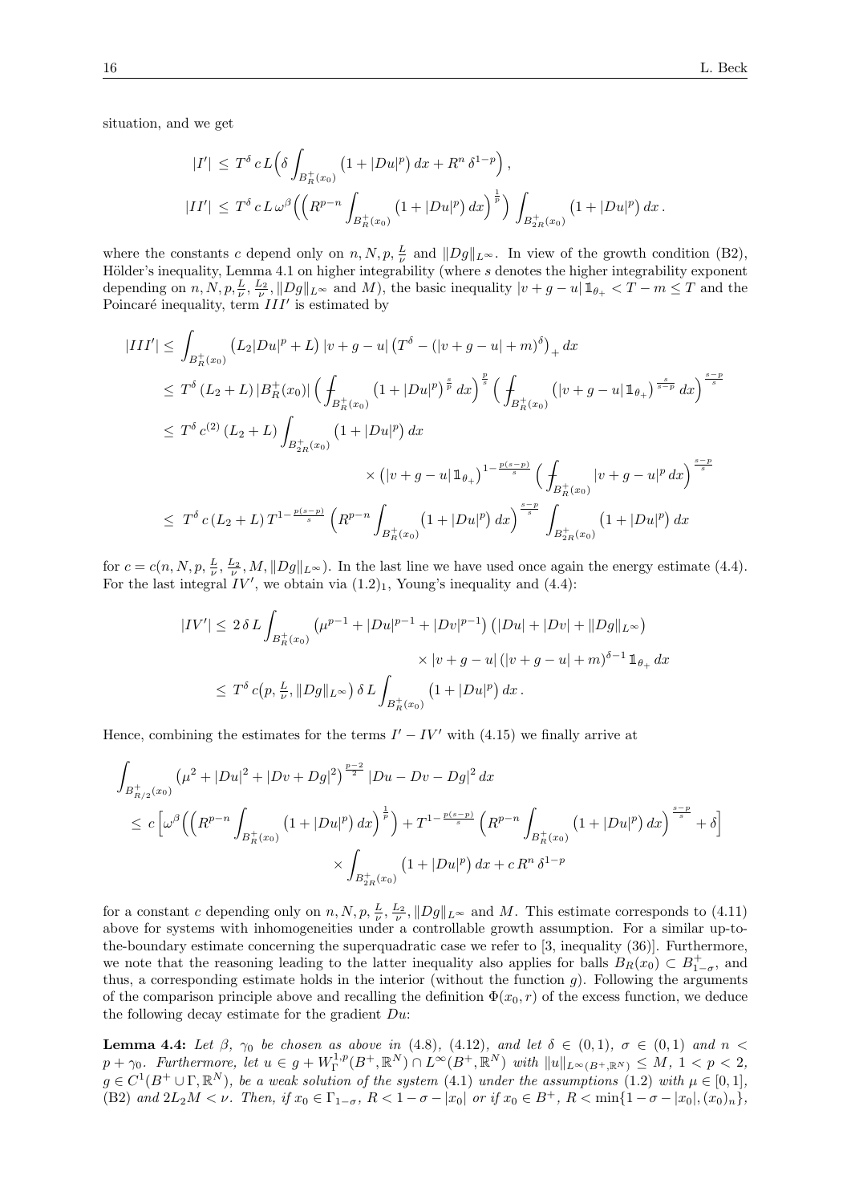situation, and we get

$$
\begin{aligned}
|I'| &\le T^\delta\, c\, L\Big(\delta \int_{B_R^+(x_0)} \big(1+|Du|^p\big)\,dx + R^n\,\delta^{1-p}\Big)\,,\\
|II'| &\le T^\delta\, c\, L\, \omega^\beta\Big(\Big(R^{p-n}\int_{B_R^+(x_0)} \big(1+|Du|^p\big)\,dx\Big)^{\frac{1}{p}}\Big) \int_{B_{2R}^+(x_0)} \big(1+|Du|^p\big)\,dx\,.
\end{aligned}
$$

where the constants $c$ depend only on $n, N, p, \frac{L}{\nu}$ and $\|Dg\|_{L^\infty}$. In view of the growth condition (B2), Hölder's inequality, Lemma 4.1 on higher integrability (where $s$ denotes the higher integrability exponent depending on $n, N, p, \frac{L}{\nu}, \frac{L_2}{\nu}, \|Dg\|_{L^\infty}$ and $M$), the basic inequality $|v+g-u|\,\mathbb{1}_{\theta_+} < T-m \le T$ and the Poincaré inequality, term $III'$ is estimated by

$$
\begin{aligned}
|III'| &\le \int_{B_R^+(x_0)} \big(L_2|Du|^p + L\big)\, |v+g-u|\, \big(T^\delta - (|v+g-u|+m)^\delta\big)_+\,dx\\
&\le T^\delta\,(L_2+L)\,|B_R^+(x_0)|\,\Big(\fint_{B_R^+(x_0)} \big(1+|Du|^p\big)^{\frac{s}{p}}\,dx\Big)^{\frac{p}{s}}\Big(\fint_{B_R^+(x_0)} \big(|v+g-u|\,\mathbb{1}_{\theta_+}\big)^{\frac{s}{s-p}}\,dx\Big)^{\frac{s-p}{s}}\\
&\le T^\delta\, c^{(2)}\,(L_2+L)\int_{B_{2R}^+(x_0)} \big(1+|Du|^p\big)\,dx\\
&\qquad\qquad \times \big(|v+g-u|\,\mathbb{1}_{\theta_+}\big)^{1-\frac{p(s-p)}{s}}\Big(\fint_{B_R^+(x_0)} |v+g-u|^p\,dx\Big)^{\frac{s-p}{s}}\\
&\le T^\delta\, c\,(L_2+L)\,T^{1-\frac{p(s-p)}{s}}\Big(R^{p-n}\int_{B_R^+(x_0)} \big(1+|Du|^p\big)\,dx\Big)^{\frac{s-p}{s}}\int_{B_{2R}^+(x_0)} \big(1+|Du|^p\big)\,dx
\end{aligned}
$$

for $c = c(n, N, p, \frac{L}{\nu}, \frac{L_2}{\nu}, M, \|Dg\|_{L^\infty})$. In the last line we have used once again the energy estimate (4.4). For the last integral $IV'$, we obtain via $(1.2)_1$, Young's inequality and (4.4):

$$
\begin{aligned}
|IV'| &\le 2\,\delta\, L\int_{B_R^+(x_0)} \big(\mu^{p-1}+|Du|^{p-1}+|Dv|^{p-1}\big)\big(|Du|+|Dv|+\|Dg\|_{L^\infty}\big)\\
&\qquad\qquad \times |v+g-u|\,(|v+g-u|+m)^{\delta-1}\,\mathbb{1}_{\theta_+}\,dx\\
&\le T^\delta\, c\big(p, \tfrac{L}{\nu}, \|Dg\|_{L^\infty}\big)\,\delta\, L\int_{B_R^+(x_0)} \big(1+|Du|^p\big)\,dx\,.
\end{aligned}
$$

Hence, combining the estimates for the terms $I' - IV'$ with (4.15) we finally arrive at

$$
\begin{aligned}
&\int_{B_{R/2}^+(x_0)} \big(\mu^2+|Du|^2+|Dv+Dg|^2\big)^{\frac{p-2}{2}}\,|Du-Dv-Dg|^2\,dx\\
&\le c\,\Big[\omega^\beta\Big(\Big(R^{p-n}\int_{B_R^+(x_0)} \big(1+|Du|^p\big)\,dx\Big)^{\frac{1}{p}}\Big) + T^{1-\frac{p(s-p)}{s}}\Big(R^{p-n}\int_{B_R^+(x_0)} \big(1+|Du|^p\big)\,dx\Big)^{\frac{s-p}{s}} + \delta\Big]\\
&\qquad\qquad \times \int_{B_{2R}^+(x_0)} \big(1+|Du|^p\big)\,dx + c\,R^n\,\delta^{1-p}
\end{aligned}
$$

for a constant $c$ depending only on $n, N, p, \frac{L}{\nu}, \frac{L_2}{\nu}, \|Dg\|_{L^\infty}$ and $M$. This estimate corresponds to (4.11) above for systems with inhomogeneities under a controllable growth assumption. For a similar up-to-the-boundary estimate concerning the superquadratic case we refer to [3, inequality (36)]. Furthermore, we note that the reasoning leading to the latter inequality also applies for balls $B_R(x_0) \subset B_{1-\sigma}^+$, and thus, a corresponding estimate holds in the interior (without the function $g$). Following the arguments of the comparison principle above and recalling the definition $\Phi(x_0, r)$ of the excess function, we deduce the following decay estimate for the gradient $Du$:

**Lemma 4.4:** *Let $\beta$, $\gamma_0$ be chosen as above in (4.8), (4.12), and let $\delta \in (0,1)$, $\sigma \in (0,1)$ and $n < p + \gamma_0$. Furthermore, let $u \in g + W_\Gamma^{1,p}(B^+, \mathbb{R}^N) \cap L^\infty(B^+, \mathbb{R}^N)$ with $\|u\|_{L^\infty(B^+,\mathbb{R}^N)} \le M$, $1 < p < 2$, $g \in C^1(B^+ \cup \Gamma, \mathbb{R}^N)$, be a weak solution of the system (4.1) under the assumptions (1.2) with $\mu \in [0,1]$, (B2) and $2L_2M < \nu$. Then, if $x_0 \in \Gamma_{1-\sigma}$, $R < 1-\sigma-|x_0|$ or if $x_0 \in B^+$, $R < \min\{1-\sigma-|x_0|, (x_0)_n\}$,*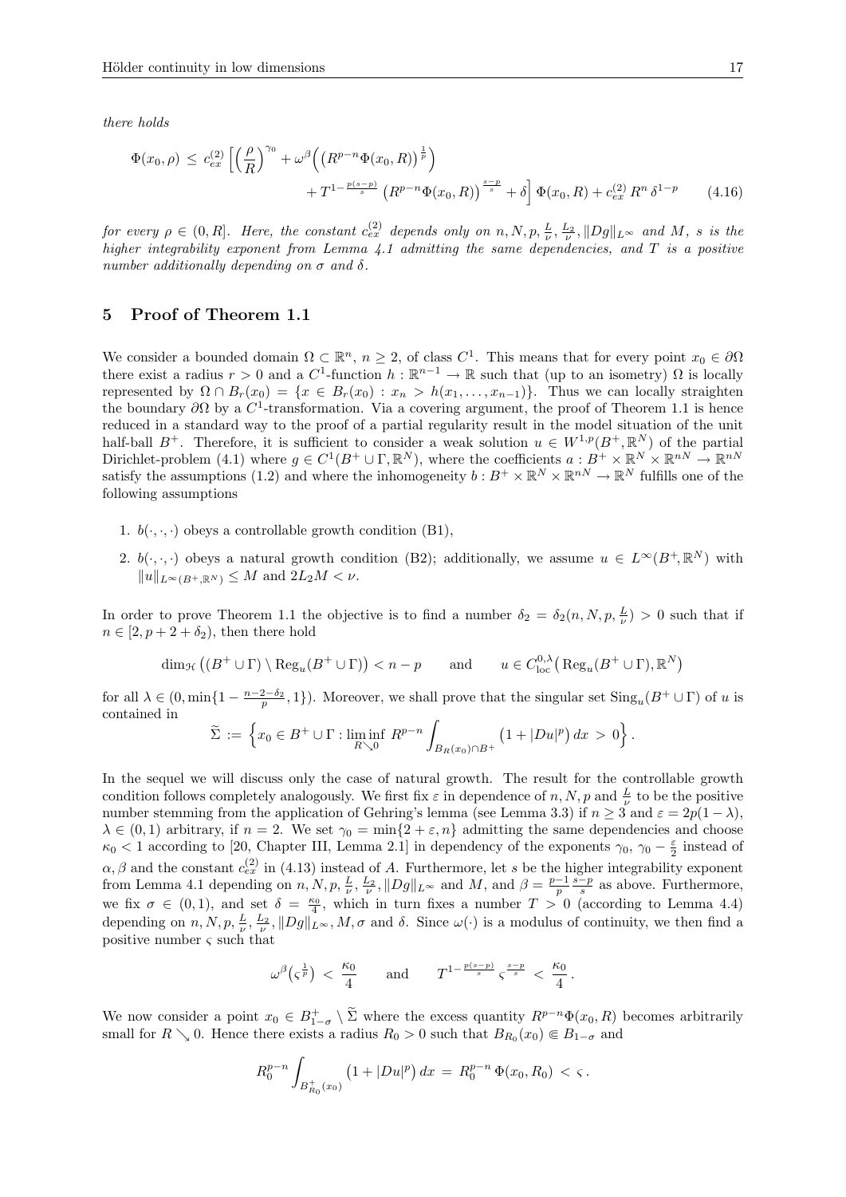*there holds*

$$\Phi(x_0,\rho) \le c_{ex}^{(2)} \Big[ \Big(\frac{\rho}{R}\Big)^{\gamma_0} + \omega^\beta\Big( \big(R^{p-n}\Phi(x_0,R)\big)^{\frac{1}{p}}\Big) + T^{1-\frac{p(s-p)}{s}} \big(R^{p-n}\Phi(x_0,R)\big)^{\frac{s-p}{s}} + \delta\Big] \Phi(x_0,R) + c_{ex}^{(2)} R^n \delta^{1-p} \tag{4.16}$$

*for every $\rho \in (0,R]$. Here, the constant $c_{ex}^{(2)}$ depends only on $n, N, p, \frac{L}{\nu}, \frac{L_2}{\nu}, \|Dg\|_{L^\infty}$ and $M$, $s$ is the higher integrability exponent from Lemma 4.1 admitting the same dependencies, and $T$ is a positive number additionally depending on $\sigma$ and $\delta$.*

## 5 Proof of Theorem 1.1

We consider a bounded domain $\Omega \subset \mathbb{R}^n$, $n \ge 2$, of class $C^1$. This means that for every point $x_0 \in \partial\Omega$ there exist a radius $r > 0$ and a $C^1$-function $h : \mathbb{R}^{n-1} \to \mathbb{R}$ such that (up to an isometry) $\Omega$ is locally represented by $\Omega \cap B_r(x_0) = \{x \in B_r(x_0) : x_n > h(x_1,\ldots,x_{n-1})\}$. Thus we can locally straighten the boundary $\partial\Omega$ by a $C^1$-transformation. Via a covering argument, the proof of Theorem 1.1 is hence reduced in a standard way to the proof of a partial regularity result in the model situation of the unit half-ball $B^+$. Therefore, it is sufficient to consider a weak solution $u \in W^{1,p}(B^+,\mathbb{R}^N)$ of the partial Dirichlet-problem (4.1) where $g \in C^1(B^+ \cup \Gamma, \mathbb{R}^N)$, where the coefficients $a : B^+ \times \mathbb{R}^N \times \mathbb{R}^{nN} \to \mathbb{R}^{nN}$ satisfy the assumptions (1.2) and where the inhomogeneity $b : B^+ \times \mathbb{R}^N \times \mathbb{R}^{nN} \to \mathbb{R}^N$ fulfills one of the following assumptions

1. $b(\cdot,\cdot,\cdot)$ obeys a controllable growth condition (B1),
2. $b(\cdot,\cdot,\cdot)$ obeys a natural growth condition (B2); additionally, we assume $u \in L^\infty(B^+,\mathbb{R}^N)$ with $\|u\|_{L^\infty(B^+,\mathbb{R}^N)} \le M$ and $2L_2M < \nu$.

In order to prove Theorem 1.1 the objective is to find a number $\delta_2 = \delta_2(n,N,p,\frac{L}{\nu}) > 0$ such that if $n \in [2, p+2+\delta_2)$, then there hold

$$\dim_{\mathcal{H}}\big((B^+ \cup \Gamma) \setminus \operatorname{Reg}_u(B^+ \cup \Gamma)\big) < n - p \qquad \text{and} \qquad u \in C^{0,\lambda}_{\mathrm{loc}}\big(\operatorname{Reg}_u(B^+ \cup \Gamma), \mathbb{R}^N\big)$$

for all $\lambda \in (0, \min\{1 - \frac{n-2-\delta_2}{p}, 1\})$. Moreover, we shall prove that the singular set $\operatorname{Sing}_u(B^+ \cup \Gamma)$ of $u$ is contained in

$$\widetilde{\Sigma} := \Big\{ x_0 \in B^+ \cup \Gamma : \liminf_{R\searrow 0} R^{p-n} \int_{B_R(x_0)\cap B^+} \big(1 + |Du|^p\big)\,dx > 0 \Big\}.$$

In the sequel we will discuss only the case of natural growth. The result for the controllable growth condition follows completely analogously. We first fix $\varepsilon$ in dependence of $n, N, p$ and $\frac{L}{\nu}$ to be the positive number stemming from the application of Gehring's lemma (see Lemma 3.3) if $n \ge 3$ and $\varepsilon = 2p(1-\lambda)$, $\lambda \in (0,1)$ arbitrary, if $n = 2$. We set $\gamma_0 = \min\{2+\varepsilon, n\}$ admitting the same dependencies and choose $\kappa_0 < 1$ according to [20, Chapter III, Lemma 2.1] in dependency of the exponents $\gamma_0$, $\gamma_0 - \frac{\varepsilon}{2}$ instead of $\alpha, \beta$ and the constant $c_{ex}^{(2)}$ in (4.13) instead of $A$. Furthermore, let $s$ be the higher integrability exponent from Lemma 4.1 depending on $n, N, p, \frac{L}{\nu}, \frac{L_2}{\nu}, \|Dg\|_{L^\infty}$ and $M$, and $\beta = \frac{p-1}{p}\frac{s-p}{s}$ as above. Furthermore, we fix $\sigma \in (0,1)$, and set $\delta = \frac{\kappa_0}{4}$, which in turn fixes a number $T > 0$ (according to Lemma 4.4) depending on $n, N, p, \frac{L}{\nu}, \frac{L_2}{\nu}, \|Dg\|_{L^\infty}, M, \sigma$ and $\delta$. Since $\omega(\cdot)$ is a modulus of continuity, we then find a positive number $\varsigma$ such that

$$\omega^\beta\big(\varsigma^{\frac{1}{p}}\big) < \frac{\kappa_0}{4} \qquad \text{and} \qquad T^{1-\frac{p(s-p)}{s}} \varsigma^{\frac{s-p}{s}} < \frac{\kappa_0}{4}.$$

We now consider a point $x_0 \in B^+_{1-\sigma} \setminus \widetilde{\Sigma}$ where the excess quantity $R^{p-n}\Phi(x_0,R)$ becomes arbitrarily small for $R \searrow 0$. Hence there exists a radius $R_0 > 0$ such that $B_{R_0}(x_0) \Subset B_{1-\sigma}$ and

$$R_0^{p-n} \int_{B^+_{R_0}(x_0)} \big(1 + |Du|^p\big)\,dx = R_0^{p-n}\,\Phi(x_0,R_0) < \varsigma.$$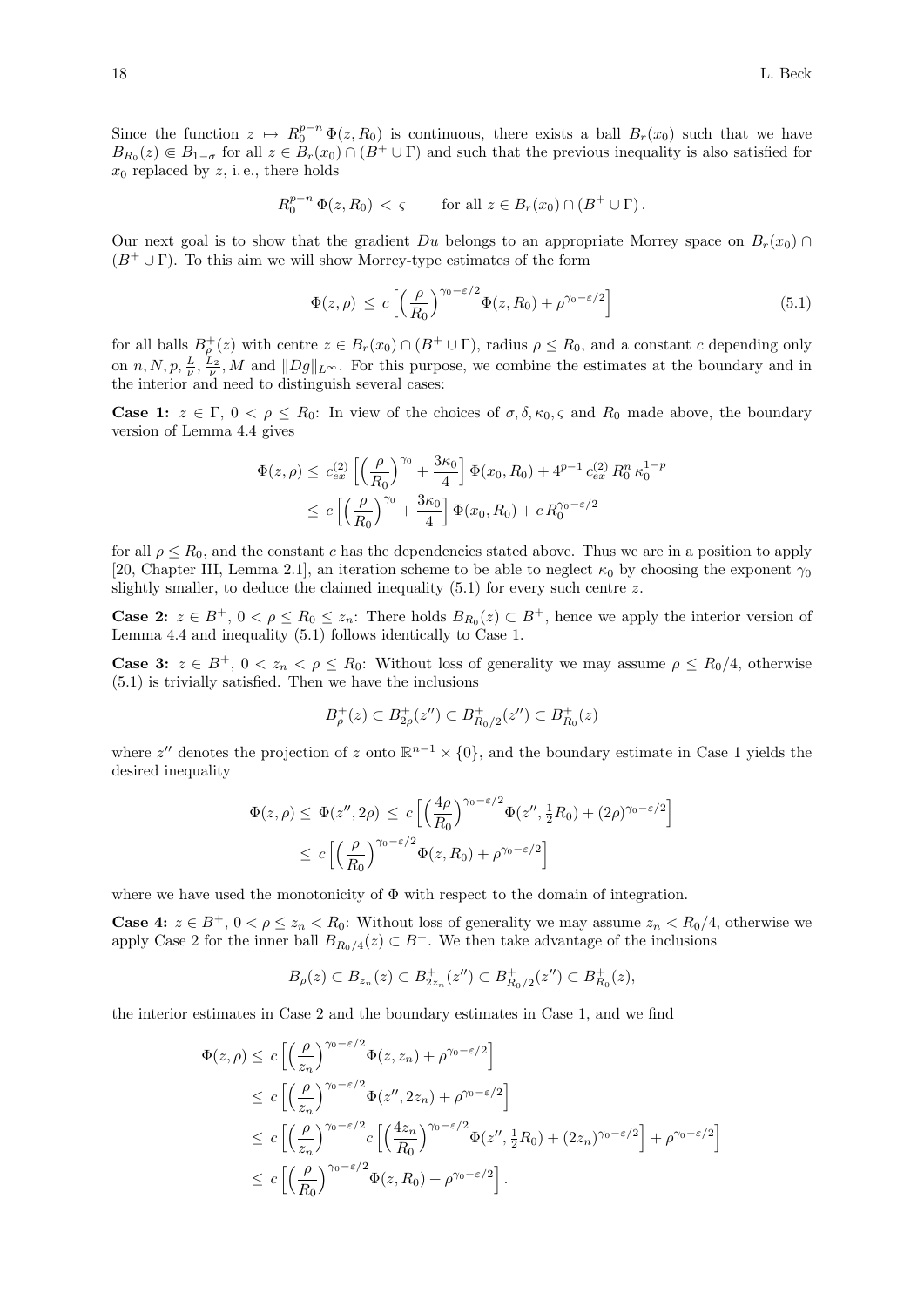Since the function $z \mapsto R_0^{p-n}\,\Phi(z,R_0)$ is continuous, there exists a ball $B_r(x_0)$ such that we have $B_{R_0}(z) \Subset B_{1-\sigma}$ for all $z \in B_r(x_0) \cap (B^+ \cup \Gamma)$ and such that the previous inequality is also satisfied for $x_0$ replaced by $z$, i.e., there holds

$$R_0^{p-n}\,\Phi(z,R_0) \,<\, \varsigma \qquad \text{for all } z \in B_r(x_0) \cap (B^+ \cup \Gamma)\,.$$

Our next goal is to show that the gradient $Du$ belongs to an appropriate Morrey space on $B_r(x_0) \cap (B^+ \cup \Gamma)$. To this aim we will show Morrey-type estimates of the form

$$\Phi(z,\rho) \,\leq\, c\,\Big[\Big(\frac{\rho}{R_0}\Big)^{\gamma_0-\varepsilon/2}\Phi(z,R_0) + \rho^{\gamma_0-\varepsilon/2}\Big] \tag{5.1}$$

for all balls $B_\rho^+(z)$ with centre $z \in B_r(x_0) \cap (B^+ \cup \Gamma)$, radius $\rho \leq R_0$, and a constant $c$ depending only on $n, N, p, \frac{L}{\nu}, \frac{L_2}{\nu}, M$ and $\|Dg\|_{L^\infty}$. For this purpose, we combine the estimates at the boundary and in the interior and need to distinguish several cases:

**Case 1:** $z \in \Gamma$, $0 < \rho \leq R_0$: In view of the choices of $\sigma, \delta, \kappa_0, \varsigma$ and $R_0$ made above, the boundary version of Lemma 4.4 gives

$$\begin{aligned}
\Phi(z,\rho) &\leq\, c_{ex}^{(2)}\,\Big[\Big(\frac{\rho}{R_0}\Big)^{\gamma_0} + \frac{3\kappa_0}{4}\Big]\,\Phi(x_0,R_0) + 4^{p-1}\,c_{ex}^{(2)}\,R_0^n\,\kappa_0^{1-p} \\
&\leq\, c\,\Big[\Big(\frac{\rho}{R_0}\Big)^{\gamma_0} + \frac{3\kappa_0}{4}\Big]\,\Phi(x_0,R_0) + c\,R_0^{\gamma_0-\varepsilon/2}
\end{aligned}$$

for all $\rho \leq R_0$, and the constant $c$ has the dependencies stated above. Thus we are in a position to apply [20, Chapter III, Lemma 2.1], an iteration scheme to be able to neglect $\kappa_0$ by choosing the exponent $\gamma_0$ slightly smaller, to deduce the claimed inequality (5.1) for every such centre $z$.

**Case 2:** $z \in B^+$, $0 < \rho \leq R_0 \leq z_n$: There holds $B_{R_0}(z) \subset B^+$, hence we apply the interior version of Lemma 4.4 and inequality (5.1) follows identically to Case 1.

**Case 3:** $z \in B^+$, $0 < z_n < \rho \leq R_0$: Without loss of generality we may assume $\rho \leq R_0/4$, otherwise (5.1) is trivially satisfied. Then we have the inclusions

$$B_\rho^+(z) \subset B_{2\rho}^+(z'') \subset B_{R_0/2}^+(z'') \subset B_{R_0}^+(z)$$

where $z''$ denotes the projection of $z$ onto $\mathbb{R}^{n-1} \times \{0\}$, and the boundary estimate in Case 1 yields the desired inequality

$$\begin{aligned}
\Phi(z,\rho) \leq\, \Phi(z'',2\rho) \,&\leq\, c\,\Big[\Big(\frac{4\rho}{R_0}\Big)^{\gamma_0-\varepsilon/2}\Phi(z'',\tfrac{1}{2}R_0) + (2\rho)^{\gamma_0-\varepsilon/2}\Big] \\
&\leq\, c\,\Big[\Big(\frac{\rho}{R_0}\Big)^{\gamma_0-\varepsilon/2}\Phi(z,R_0) + \rho^{\gamma_0-\varepsilon/2}\Big]
\end{aligned}$$

where we have used the monotonicity of $\Phi$ with respect to the domain of integration.

**Case 4:** $z \in B^+$, $0 < \rho \leq z_n < R_0$: Without loss of generality we may assume $z_n < R_0/4$, otherwise we apply Case 2 for the inner ball $B_{R_0/4}(z) \subset B^+$. We then take advantage of the inclusions

$$B_\rho(z) \subset B_{z_n}(z) \subset B_{2z_n}^+(z'') \subset B_{R_0/2}^+(z'') \subset B_{R_0}^+(z),$$

the interior estimates in Case 2 and the boundary estimates in Case 1, and we find

$$\begin{aligned}
\Phi(z,\rho) &\leq\, c\,\Big[\Big(\frac{\rho}{z_n}\Big)^{\gamma_0-\varepsilon/2}\Phi(z,z_n) + \rho^{\gamma_0-\varepsilon/2}\Big] \\
&\leq\, c\,\Big[\Big(\frac{\rho}{z_n}\Big)^{\gamma_0-\varepsilon/2}\Phi(z'',2z_n) + \rho^{\gamma_0-\varepsilon/2}\Big] \\
&\leq\, c\,\Big[\Big(\frac{\rho}{z_n}\Big)^{\gamma_0-\varepsilon/2} c\,\Big[\Big(\frac{4z_n}{R_0}\Big)^{\gamma_0-\varepsilon/2}\Phi(z'',\tfrac{1}{2}R_0) + (2z_n)^{\gamma_0-\varepsilon/2}\Big] + \rho^{\gamma_0-\varepsilon/2}\Big] \\
&\leq\, c\,\Big[\Big(\frac{\rho}{R_0}\Big)^{\gamma_0-\varepsilon/2}\Phi(z,R_0) + \rho^{\gamma_0-\varepsilon/2}\Big]\,.
\end{aligned}$$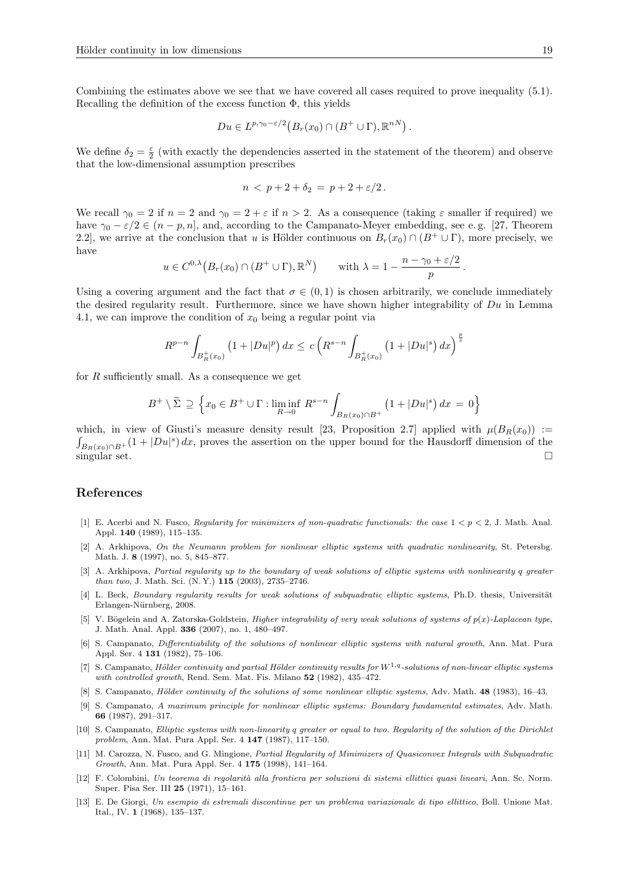Combining the estimates above we see that we have covered all cases required to prove inequality (5.1). Recalling the definition of the excess function $\Phi$, this yields

$$Du \in L^{p,\gamma_0 - \varepsilon/2}\big(B_r(x_0) \cap (B^+ \cup \Gamma), \mathbb{R}^{nN}\big)\,.$$

We define $\delta_2 = \frac{\varepsilon}{2}$ (with exactly the dependencies asserted in the statement of the theorem) and observe that the low-dimensional assumption prescribes

$$n \,<\, p + 2 + \delta_2 \,=\, p + 2 + \varepsilon/2\,.$$

We recall $\gamma_0 = 2$ if $n = 2$ and $\gamma_0 = 2 + \varepsilon$ if $n > 2$. As a consequence (taking $\varepsilon$ smaller if required) we have $\gamma_0 - \varepsilon/2 \in (n - p, n]$, and, according to the Campanato-Meyer embedding, see e. g. [27, Theorem 2.2], we arrive at the conclusion that $u$ is Hölder continuous on $B_r(x_0) \cap (B^+ \cup \Gamma)$, more precisely, we have

$$u \in C^{0,\lambda}\big(B_r(x_0) \cap (B^+ \cup \Gamma), \mathbb{R}^N\big) \qquad \text{with } \lambda = 1 - \frac{n - \gamma_0 + \varepsilon/2}{p}\,.$$

Using a covering argument and the fact that $\sigma \in (0,1)$ is chosen arbitrarily, we conclude immediately the desired regularity result. Furthermore, since we have shown higher integrability of $Du$ in Lemma 4.1, we can improve the condition of $x_0$ being a regular point via

$$R^{p-n} \int_{B_R^+(x_0)} \big(1 + |Du|^p\big)\,dx \leq\, c\,\Big(R^{s-n} \int_{B_R^+(x_0)} \big(1 + |Du|^s\big)\,dx\Big)^{\frac{p}{s}}$$

for $R$ sufficiently small. As a consequence we get

$$B^+ \setminus \widetilde{\Sigma} \,\supseteq\, \Big\{ x_0 \in B^+ \cup \Gamma : \liminf_{R \to 0}\, R^{s-n} \int_{B_R(x_0) \cap B^+} \big(1 + |Du|^s\big)\,dx \,=\, 0 \Big\}$$

which, in view of Giusti's measure density result [23, Proposition 2.7] applied with $\mu(B_R(x_0)) := \int_{B_R(x_0) \cap B^+} (1 + |Du|^s)\,dx$, proves the assertion on the upper bound for the Hausdorff dimension of the singular set. □

## References

[1] E. Acerbi and N. Fusco, *Regularity for minimizers of non-quadratic functionals: the case $1 < p < 2$*, J. Math. Anal. Appl. **140** (1989), 115–135.

[2] A. Arkhipova, *On the Neumann problem for nonlinear elliptic systems with quadratic nonlinearity*, St. Petersbg. Math. J. **8** (1997), no. 5, 845–877.

[3] A. Arkhipova, *Partial regularity up to the boundary of weak solutions of elliptic systems with nonlinearity q greater than two*, J. Math. Sci. (N. Y.) **115** (2003), 2735–2746.

[4] L. Beck, *Boundary regularity results for weak solutions of subquadratic elliptic systems*, Ph.D. thesis, Universität Erlangen-Nürnberg, 2008.

[5] V. Bögelein and A. Zatorska-Goldstein, *Higher integrability of very weak solutions of systems of $p(x)$-Laplacean type*, J. Math. Anal. Appl. **336** (2007), no. 1, 480–497.

[6] S. Campanato, *Differentiability of the solutions of nonlinear elliptic systems with natural growth*, Ann. Mat. Pura Appl. Ser. 4 **131** (1982), 75–106.

[7] S. Campanato, *Hölder continuity and partial Hölder continuity results for $W^{1,q}$-solutions of non-linear elliptic systems with controlled growth*, Rend. Sem. Mat. Fis. Milano **52** (1982), 435–472.

[8] S. Campanato, *Hölder continuity of the solutions of some nonlinear elliptic systems*, Adv. Math. **48** (1983), 16–43.

[9] S. Campanato, *A maximum principle for nonlinear elliptic systems: Boundary fundamental estimates*, Adv. Math. **66** (1987), 291–317.

[10] S. Campanato, *Elliptic systems with non-linearity q greater or equal to two. Regularity of the solution of the Dirichlet problem*, Ann. Mat. Pura Appl. Ser. 4 **147** (1987), 117–150.

[11] M. Carozza, N. Fusco, and G. Mingione, *Partial Regularity of Minimizers of Quasiconvex Integrals with Subquadratic Growth*, Ann. Mat. Pura Appl. Ser. 4 **175** (1998), 141–164.

[12] F. Colombini, *Un teorema di regolarità alla frontiera per soluzioni di sistemi ellittici quasi lineari*, Ann. Sc. Norm. Super. Pisa Ser. III **25** (1971), 15–161.

[13] E. De Giorgi, *Un esempio di estremali discontinue per un problema variazionale di tipo ellittico*, Boll. Unione Mat. Ital., IV. **1** (1968), 135–137.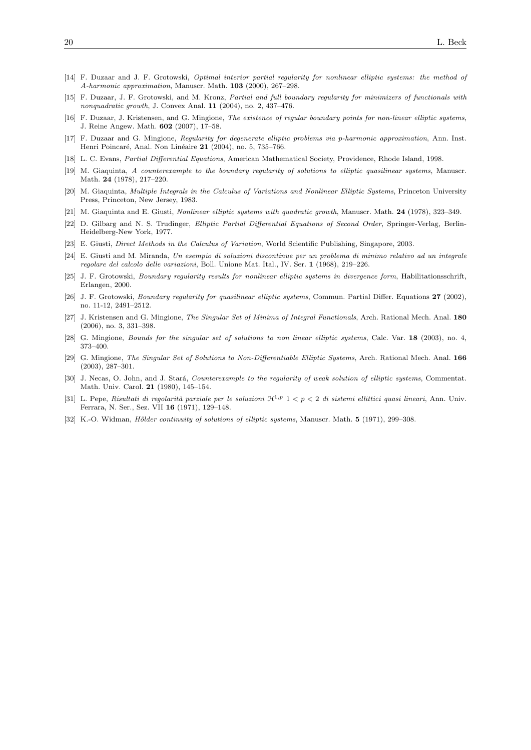[14] F. Duzaar and J. F. Grotowski, *Optimal interior partial regularity for nonlinear elliptic systems: the method of A-harmonic approximation*, Manuscr. Math. **103** (2000), 267–298.

[15] F. Duzaar, J. F. Grotowski, and M. Kronz, *Partial and full boundary regularity for minimizers of functionals with nonquadratic growth*, J. Convex Anal. **11** (2004), no. 2, 437–476.

[16] F. Duzaar, J. Kristensen, and G. Mingione, *The existence of regular boundary points for non-linear elliptic systems*, J. Reine Angew. Math. **602** (2007), 17–58.

[17] F. Duzaar and G. Mingione, *Regularity for degenerate elliptic problems via p-harmonic approximation*, Ann. Inst. Henri Poincaré, Anal. Non Linéaire **21** (2004), no. 5, 735–766.

[18] L. C. Evans, *Partial Differential Equations*, American Mathematical Society, Providence, Rhode Island, 1998.

[19] M. Giaquinta, *A counterexample to the boundary regularity of solutions to elliptic quasilinear systems*, Manuscr. Math. **24** (1978), 217–220.

[20] M. Giaquinta, *Multiple Integrals in the Calculus of Variations and Nonlinear Elliptic Systems*, Princeton University Press, Princeton, New Jersey, 1983.

[21] M. Giaquinta and E. Giusti, *Nonlinear elliptic systems with quadratic growth*, Manuscr. Math. **24** (1978), 323–349.

[22] D. Gilbarg and N. S. Trudinger, *Elliptic Partial Differential Equations of Second Order*, Springer-Verlag, Berlin-Heidelberg-New York, 1977.

[23] E. Giusti, *Direct Methods in the Calculus of Variation*, World Scientific Publishing, Singapore, 2003.

[24] E. Giusti and M. Miranda, *Un esempio di soluzioni discontinue per un problema di minimo relativo ad un integrale regolare del calcolo delle variazioni*, Boll. Unione Mat. Ital., IV. Ser. **1** (1968), 219–226.

[25] J. F. Grotowski, *Boundary regularity results for nonlinear elliptic systems in divergence form*, Habilitationsschrift, Erlangen, 2000.

[26] J. F. Grotowski, *Boundary regularity for quasilinear elliptic systems*, Commun. Partial Differ. Equations **27** (2002), no. 11-12, 2491–2512.

[27] J. Kristensen and G. Mingione, *The Singular Set of Minima of Integral Functionals*, Arch. Rational Mech. Anal. **180** (2006), no. 3, 331–398.

[28] G. Mingione, *Bounds for the singular set of solutions to non linear elliptic systems*, Calc. Var. **18** (2003), no. 4, 373–400.

[29] G. Mingione, *The Singular Set of Solutions to Non-Differentiable Elliptic Systems*, Arch. Rational Mech. Anal. **166** (2003), 287–301.

[30] J. Necas, O. John, and J. Stará, *Counterexample to the regularity of weak solution of elliptic systems*, Commentat. Math. Univ. Carol. **21** (1980), 145–154.

[31] L. Pepe, *Risultati di regolarità parziale per le soluzioni $\mathcal{H}^{1,p}$ $1 < p < 2$ di sistemi ellittici quasi lineari*, Ann. Univ. Ferrara, N. Ser., Sez. VII **16** (1971), 129–148.

[32] K.-O. Widman, *Hölder continuity of solutions of elliptic systems*, Manuscr. Math. **5** (1971), 299–308.